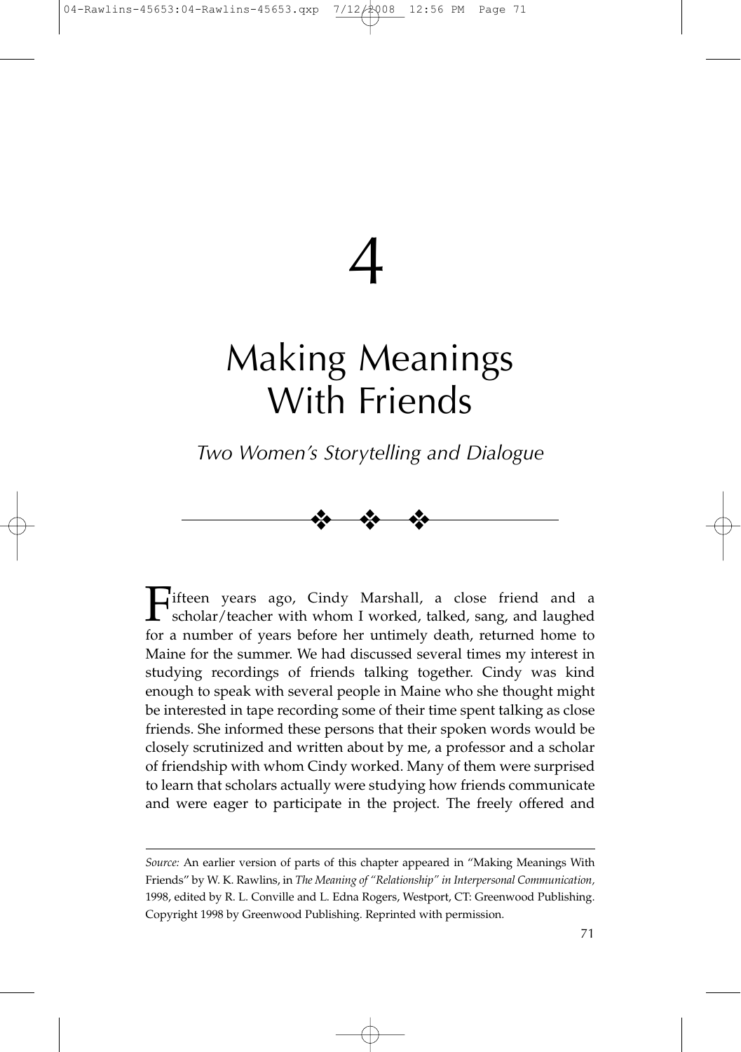# 4

# Making Meanings With Friends

## *Two Women's Storytelling and Dialogue*

Fifteen years ago, Cindy Marshall, a close friend and a scholar/teacher with whom I worked, talked, sang, and laughed for a number of years before her untimely death, returned home to Maine for the summer. We had discussed several times my interest in studying recordings of friends talking together. Cindy was kind enough to speak with several people in Maine who she thought might be interested in tape recording some of their time spent talking as close friends. She informed these persons that their spoken words would be closely scrutinized and written about by me, a professor and a scholar of friendship with whom Cindy worked. Many of them were surprised to learn that scholars actually were studying how friends communicate and were eager to participate in the project. The freely offered and

---

*Source:* An earlier version of parts of this chapter appeared in "Making Meanings With Friends" by W. K. Rawlins, in *The Meaning of "Relationship" in Interpersonal Communication*, 1998, edited by R. L. Conville and L. Edna Rogers, Westport, CT: Greenwood Publishing. Copyright 1998 by Greenwood Publishing. Reprinted with permission.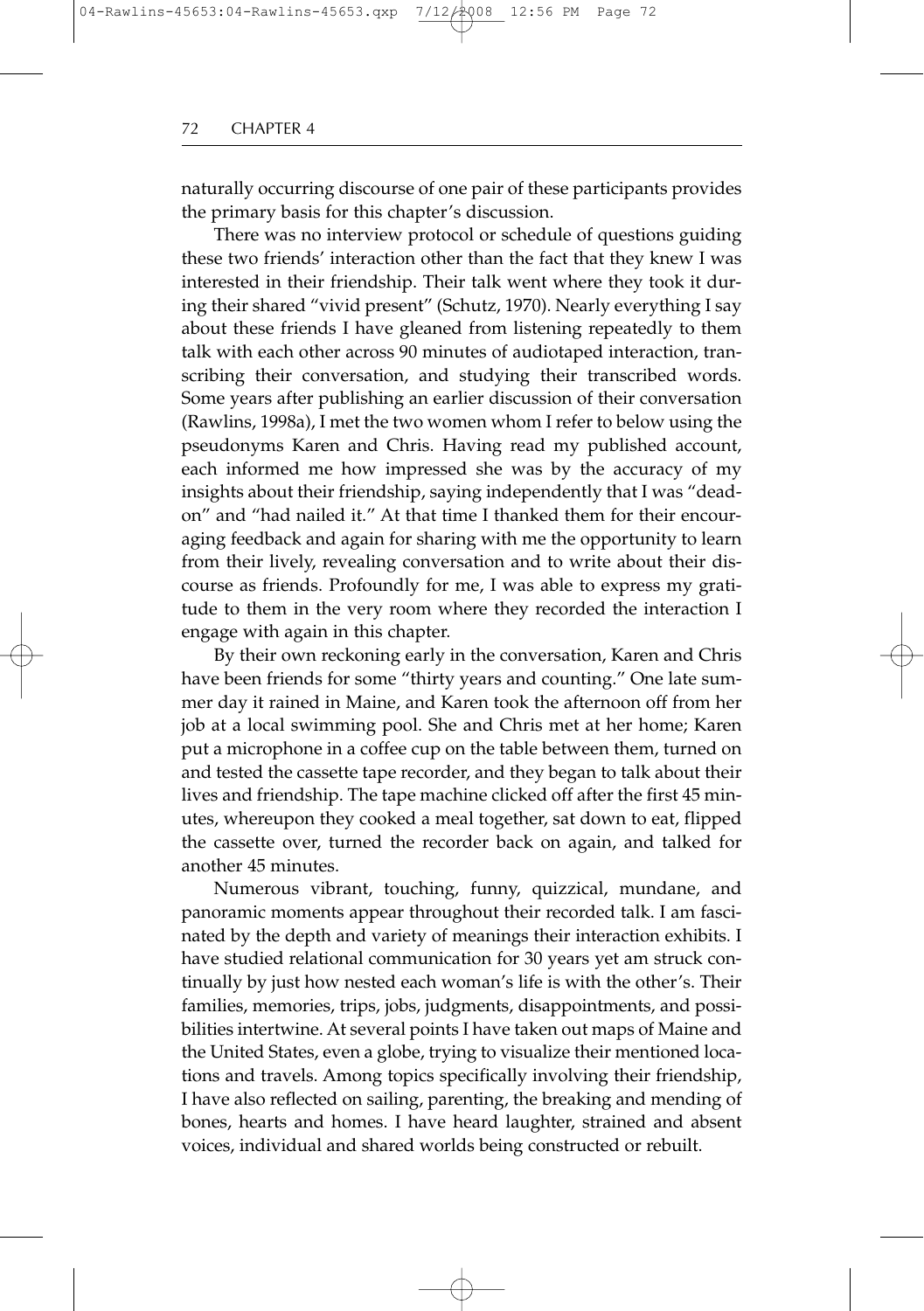naturally occurring discourse of one pair of these participants provides the primary basis for this chapter's discussion.

There was no interview protocol or schedule of questions guiding these two friends' interaction other than the fact that they knew I was interested in their friendship. Their talk went where they took it during their shared "vivid present" (Schutz, 1970). Nearly everything I say about these friends I have gleaned from listening repeatedly to them talk with each other across 90 minutes of audiotaped interaction, transcribing their conversation, and studying their transcribed words. Some years after publishing an earlier discussion of their conversation (Rawlins, 1998a), I met the two women whom I refer to below using the pseudonyms Karen and Chris. Having read my published account, each informed me how impressed she was by the accuracy of my insights about their friendship, saying independently that I was "dead-on" and "had nailed it." At that time I thanked them for their encouraging feedback and again for sharing with me the opportunity to learn from their lively, revealing conversation and to write about their discourse as friends. Profoundly for me, I was able to express my gratitude to them in the very room where they recorded the interaction I engage with again in this chapter.

By their own reckoning early in the conversation, Karen and Chris have been friends for some "thirty years and counting." One late summer day it rained in Maine, and Karen took the afternoon off from her job at a local swimming pool. She and Chris met at her home; Karen put a microphone in a coffee cup on the table between them, turned on and tested the cassette tape recorder, and they began to talk about their lives and friendship. The tape machine clicked off after the first 45 minutes, whereupon they cooked a meal together, sat down to eat, flipped the cassette over, turned the recorder back on again, and talked for another 45 minutes.

Numerous vibrant, touching, funny, quizzical, mundane, and panoramic moments appear throughout their recorded talk. I am fascinated by the depth and variety of meanings their interaction exhibits. I have studied relational communication for 30 years yet am struck continually by just how nested each woman's life is with the other's. Their families, memories, trips, jobs, judgments, disappointments, and possibilities intertwine. At several points I have taken out maps of Maine and the United States, even a globe, trying to visualize their mentioned locations and travels. Among topics specifically involving their friendship, I have also reflected on sailing, parenting, the breaking and mending of bones, hearts and homes. I have heard laughter, strained and absent voices, individual and shared worlds being constructed or rebuilt.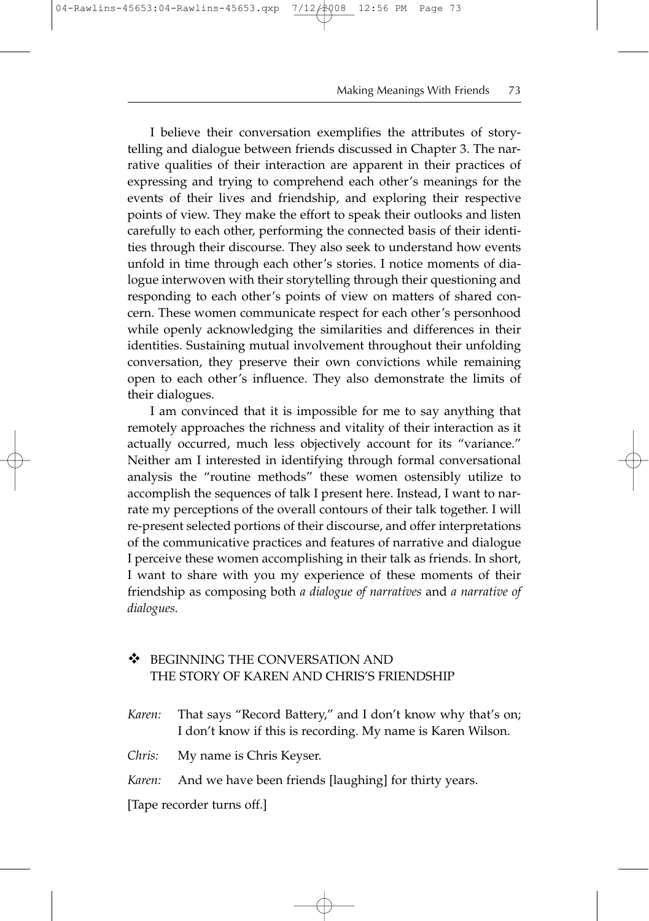I believe their conversation exemplifies the attributes of storytelling and dialogue between friends discussed in Chapter 3. The narrative qualities of their interaction are apparent in their practices of expressing and trying to comprehend each other's meanings for the events of their lives and friendship, and exploring their respective points of view. They make the effort to speak their outlooks and listen carefully to each other, performing the connected basis of their identities through their discourse. They also seek to understand how events unfold in time through each other's stories. I notice moments of dialogue interwoven with their storytelling through their questioning and responding to each other's points of view on matters of shared concern. These women communicate respect for each other's personhood while openly acknowledging the similarities and differences in their identities. Sustaining mutual involvement throughout their unfolding conversation, they preserve their own convictions while remaining open to each other's influence. They also demonstrate the limits of their dialogues.

I am convinced that it is impossible for me to say anything that remotely approaches the richness and vitality of their interaction as it actually occurred, much less objectively account for its "variance." Neither am I interested in identifying through formal conversational analysis the "routine methods" these women ostensibly utilize to accomplish the sequences of talk I present here. Instead, I want to narrate my perceptions of the overall contours of their talk together. I will re-present selected portions of their discourse, and offer interpretations of the communicative practices and features of narrative and dialogue I perceive these women accomplishing in their talk as friends. In short, I want to share with you my experience of these moments of their friendship as composing both *a dialogue of narratives* and *a narrative of dialogues.*

## ❖ BEGINNING THE CONVERSATION AND THE STORY OF KAREN AND CHRIS'S FRIENDSHIP

*Karen:* That says "Record Battery," and I don't know why that's on; I don't know if this is recording. My name is Karen Wilson.

*Chris:* My name is Chris Keyser.

*Karen:* And we have been friends [laughing] for thirty years.

[Tape recorder turns off.]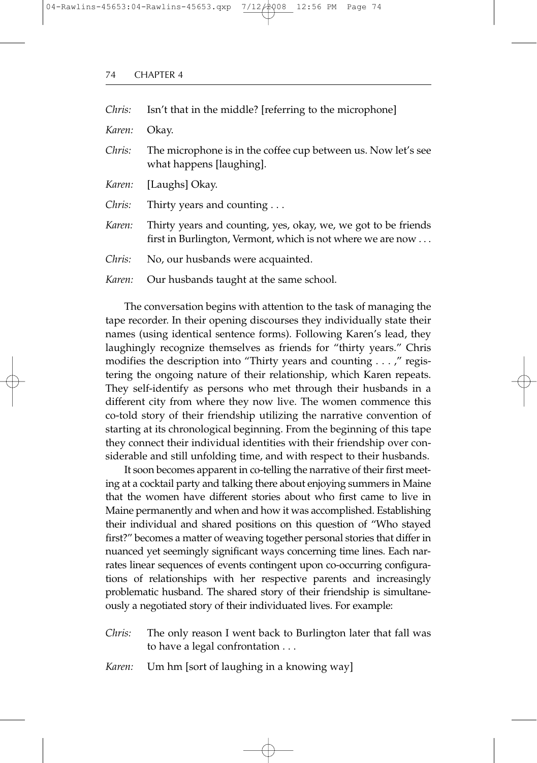*Chris:* Isn't that in the middle? [referring to the microphone]

*Karen:* Okay.

*Chris:* The microphone is in the coffee cup between us. Now let's see what happens [laughing].

*Karen:* [Laughs] Okay.

*Chris:* Thirty years and counting . . .

*Karen:* Thirty years and counting, yes, okay, we, we got to be friends first in Burlington, Vermont, which is not where we are now . . .

*Chris:* No, our husbands were acquainted.

*Karen:* Our husbands taught at the same school.

The conversation begins with attention to the task of managing the tape recorder. In their opening discourses they individually state their names (using identical sentence forms). Following Karen's lead, they laughingly recognize themselves as friends for "thirty years." Chris modifies the description into "Thirty years and counting . . . ," registering the ongoing nature of their relationship, which Karen repeats. They self-identify as persons who met through their husbands in a different city from where they now live. The women commence this co-told story of their friendship utilizing the narrative convention of starting at its chronological beginning. From the beginning of this tape they connect their individual identities with their friendship over considerable and still unfolding time, and with respect to their husbands.

It soon becomes apparent in co-telling the narrative of their first meeting at a cocktail party and talking there about enjoying summers in Maine that the women have different stories about who first came to live in Maine permanently and when and how it was accomplished. Establishing their individual and shared positions on this question of "Who stayed first?" becomes a matter of weaving together personal stories that differ in nuanced yet seemingly significant ways concerning time lines. Each narrates linear sequences of events contingent upon co-occurring configurations of relationships with her respective parents and increasingly problematic husband. The shared story of their friendship is simultaneously a negotiated story of their individuated lives. For example:

*Chris:* The only reason I went back to Burlington later that fall was to have a legal confrontation . . .

*Karen:* Um hm [sort of laughing in a knowing way]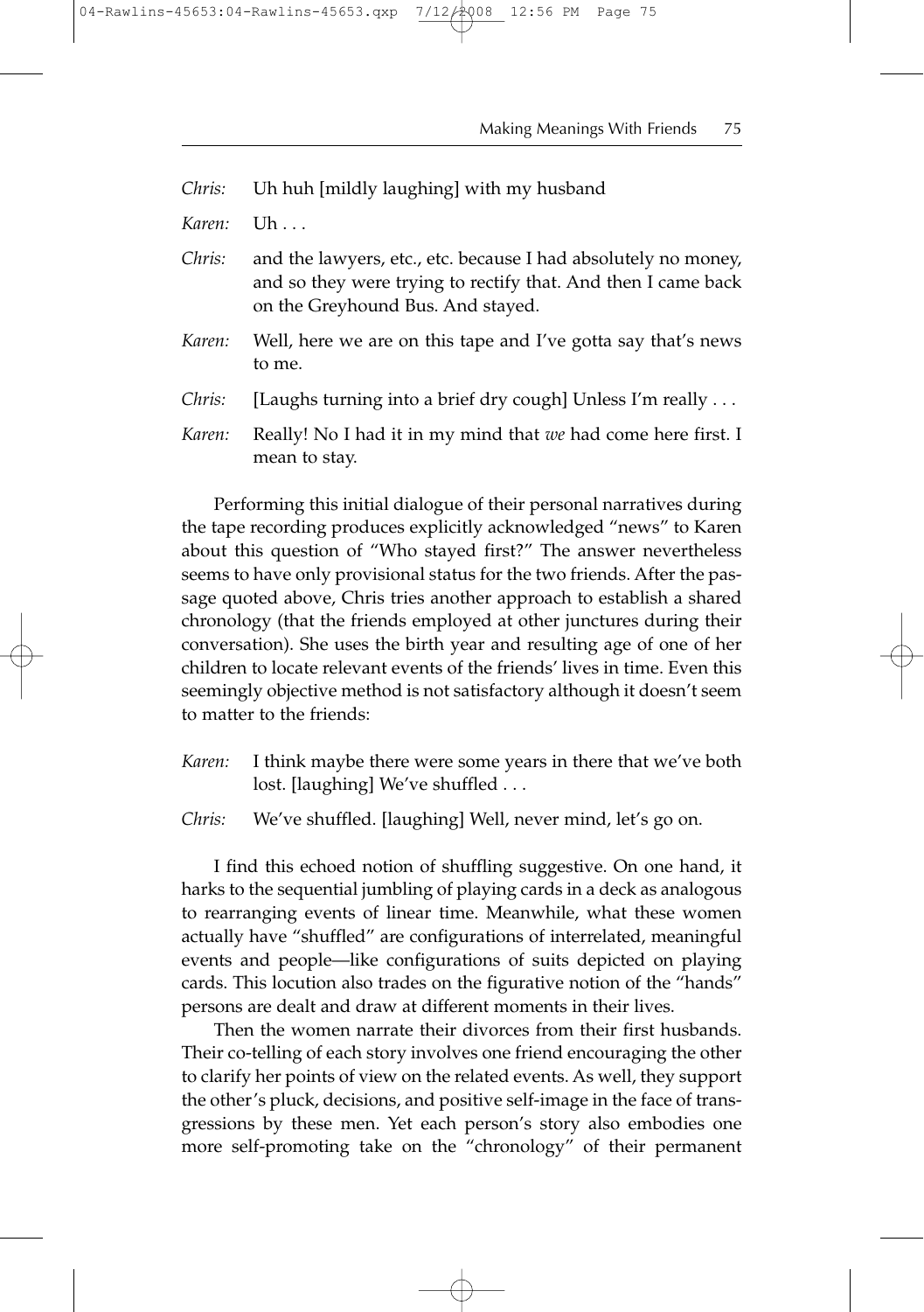*Chris:* Uh huh [mildly laughing] with my husband

*Karen:* Uh . . .

*Chris:* and the lawyers, etc., etc. because I had absolutely no money, and so they were trying to rectify that. And then I came back on the Greyhound Bus. And stayed.

*Karen:* Well, here we are on this tape and I've gotta say that's news to me.

*Chris:* [Laughs turning into a brief dry cough] Unless I'm really . . .

*Karen:* Really! No I had it in my mind that *we* had come here first. I mean to stay.

Performing this initial dialogue of their personal narratives during the tape recording produces explicitly acknowledged "news" to Karen about this question of "Who stayed first?" The answer nevertheless seems to have only provisional status for the two friends. After the passage quoted above, Chris tries another approach to establish a shared chronology (that the friends employed at other junctures during their conversation). She uses the birth year and resulting age of one of her children to locate relevant events of the friends' lives in time. Even this seemingly objective method is not satisfactory although it doesn't seem to matter to the friends:

*Karen:* I think maybe there were some years in there that we've both lost. [laughing] We've shuffled . . .

*Chris:* We've shuffled. [laughing] Well, never mind, let's go on.

I find this echoed notion of shuffling suggestive. On one hand, it harks to the sequential jumbling of playing cards in a deck as analogous to rearranging events of linear time. Meanwhile, what these women actually have "shuffled" are configurations of interrelated, meaningful events and people—like configurations of suits depicted on playing cards. This locution also trades on the figurative notion of the "hands" persons are dealt and draw at different moments in their lives.

Then the women narrate their divorces from their first husbands. Their co-telling of each story involves one friend encouraging the other to clarify her points of view on the related events. As well, they support the other's pluck, decisions, and positive self-image in the face of transgressions by these men. Yet each person's story also embodies one more self-promoting take on the "chronology" of their permanent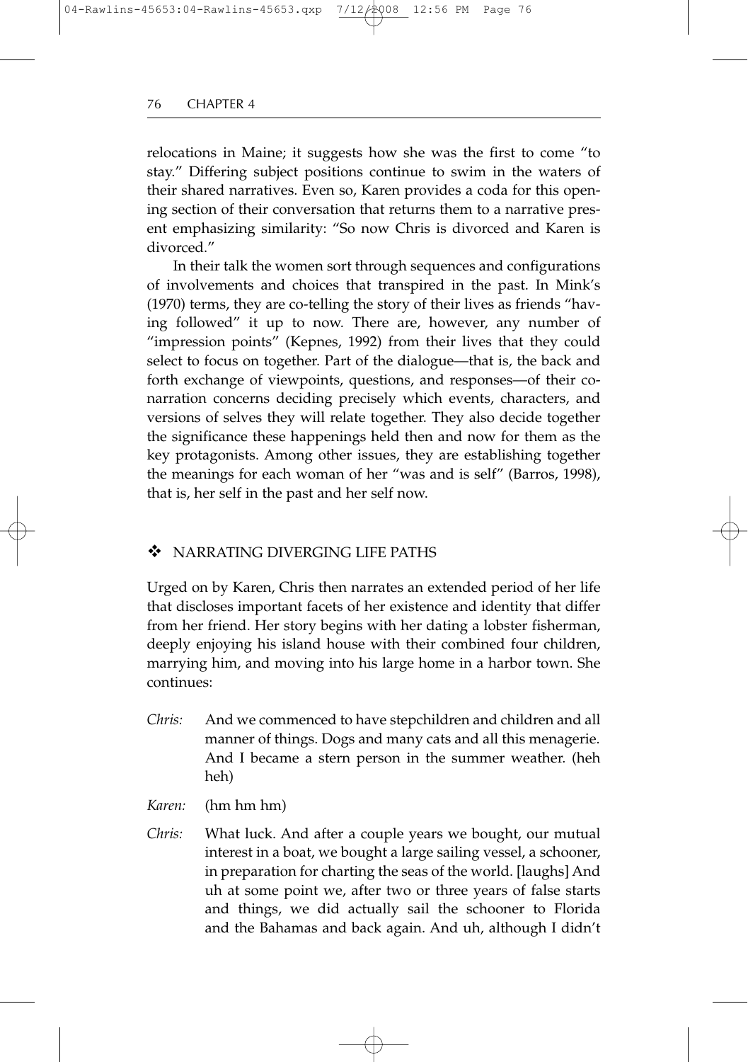relocations in Maine; it suggests how she was the first to come "to stay." Differing subject positions continue to swim in the waters of their shared narratives. Even so, Karen provides a coda for this opening section of their conversation that returns them to a narrative present emphasizing similarity: "So now Chris is divorced and Karen is divorced."

In their talk the women sort through sequences and configurations of involvements and choices that transpired in the past. In Mink's (1970) terms, they are co-telling the story of their lives as friends "having followed" it up to now. There are, however, any number of "impression points" (Kepnes, 1992) from their lives that they could select to focus on together. Part of the dialogue—that is, the back and forth exchange of viewpoints, questions, and responses—of their co-narration concerns deciding precisely which events, characters, and versions of selves they will relate together. They also decide together the significance these happenings held then and now for them as the key protagonists. Among other issues, they are establishing together the meanings for each woman of her "was and is self" (Barros, 1998), that is, her self in the past and her self now.

## ❖ NARRATING DIVERGING LIFE PATHS

Urged on by Karen, Chris then narrates an extended period of her life that discloses important facets of her existence and identity that differ from her friend. Her story begins with her dating a lobster fisherman, deeply enjoying his island house with their combined four children, marrying him, and moving into his large home in a harbor town. She continues:

*Chris:* And we commenced to have stepchildren and children and all manner of things. Dogs and many cats and all this menagerie. And I became a stern person in the summer weather. (heh heh)

*Karen:* (hm hm hm)

*Chris:* What luck. And after a couple years we bought, our mutual interest in a boat, we bought a large sailing vessel, a schooner, in preparation for charting the seas of the world. [laughs] And uh at some point we, after two or three years of false starts and things, we did actually sail the schooner to Florida and the Bahamas and back again. And uh, although I didn't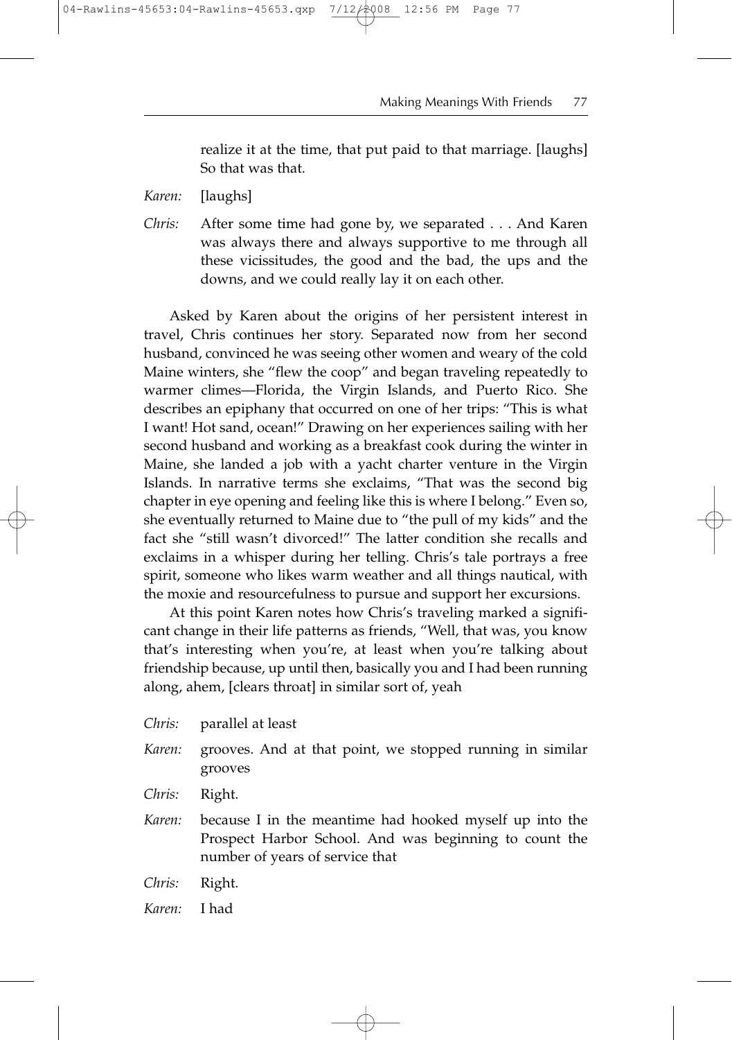realize it at the time, that put paid to that marriage. [laughs] So that was that.

*Karen:* [laughs]

*Chris:* After some time had gone by, we separated . . . And Karen was always there and always supportive to me through all these vicissitudes, the good and the bad, the ups and the downs, and we could really lay it on each other.

Asked by Karen about the origins of her persistent interest in travel, Chris continues her story. Separated now from her second husband, convinced he was seeing other women and weary of the cold Maine winters, she "flew the coop" and began traveling repeatedly to warmer climes—Florida, the Virgin Islands, and Puerto Rico. She describes an epiphany that occurred on one of her trips: "This is what I want! Hot sand, ocean!" Drawing on her experiences sailing with her second husband and working as a breakfast cook during the winter in Maine, she landed a job with a yacht charter venture in the Virgin Islands. In narrative terms she exclaims, "That was the second big chapter in eye opening and feeling like this is where I belong." Even so, she eventually returned to Maine due to "the pull of my kids" and the fact she "still wasn't divorced!" The latter condition she recalls and exclaims in a whisper during her telling. Chris's tale portrays a free spirit, someone who likes warm weather and all things nautical, with the moxie and resourcefulness to pursue and support her excursions.

At this point Karen notes how Chris's traveling marked a significant change in their life patterns as friends, "Well, that was, you know that's interesting when you're, at least when you're talking about friendship because, up until then, basically you and I had been running along, ahem, [clears throat] in similar sort of, yeah

*Chris:* parallel at least

*Karen:* grooves. And at that point, we stopped running in similar grooves

*Chris:* Right.

*Karen:* because I in the meantime had hooked myself up into the Prospect Harbor School. And was beginning to count the number of years of service that

*Chris:* Right.

*Karen:* I had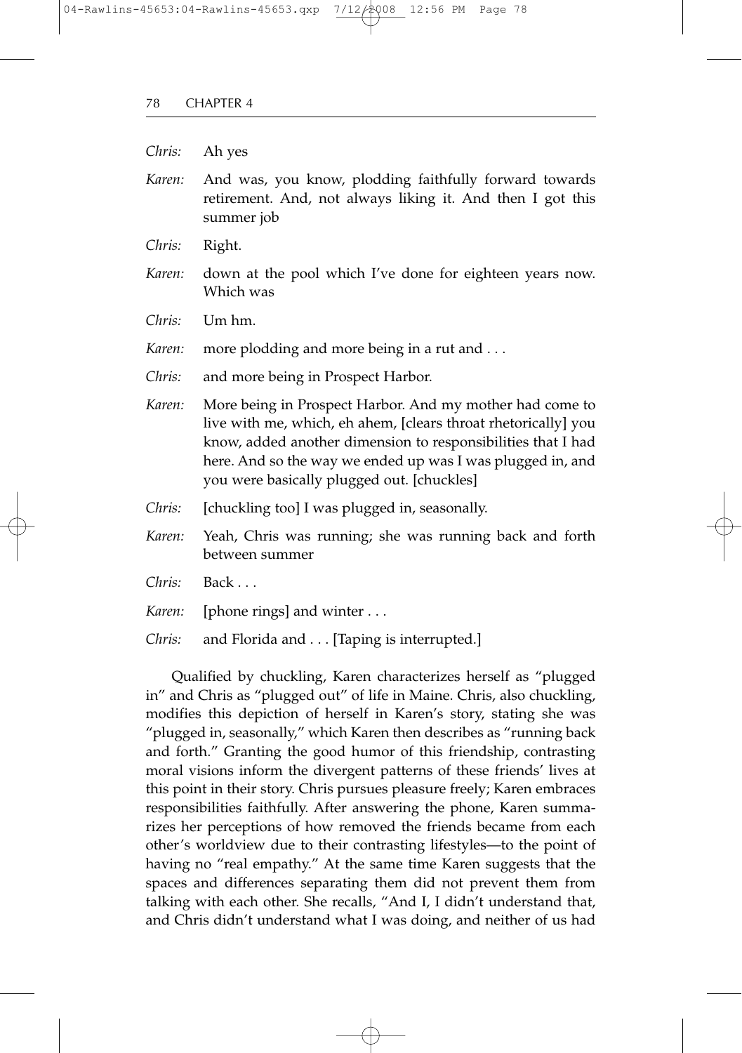*Chris:* Ah yes

*Karen:* And was, you know, plodding faithfully forward towards retirement. And, not always liking it. And then I got this summer job

*Chris:* Right.

*Karen:* down at the pool which I've done for eighteen years now. Which was

*Chris:* Um hm.

*Karen:* more plodding and more being in a rut and . . .

*Chris:* and more being in Prospect Harbor.

*Karen:* More being in Prospect Harbor. And my mother had come to live with me, which, eh ahem, [clears throat rhetorically] you know, added another dimension to responsibilities that I had here. And so the way we ended up was I was plugged in, and you were basically plugged out. [chuckles]

*Chris:* [chuckling too] I was plugged in, seasonally.

*Karen:* Yeah, Chris was running; she was running back and forth between summer

*Chris:* Back . . .

*Karen:* [phone rings] and winter . . .

*Chris:* and Florida and . . . [Taping is interrupted.]

Qualified by chuckling, Karen characterizes herself as "plugged in" and Chris as "plugged out" of life in Maine. Chris, also chuckling, modifies this depiction of herself in Karen's story, stating she was "plugged in, seasonally," which Karen then describes as "running back and forth." Granting the good humor of this friendship, contrasting moral visions inform the divergent patterns of these friends' lives at this point in their story. Chris pursues pleasure freely; Karen embraces responsibilities faithfully. After answering the phone, Karen summarizes her perceptions of how removed the friends became from each other's worldview due to their contrasting lifestyles—to the point of having no "real empathy." At the same time Karen suggests that the spaces and differences separating them did not prevent them from talking with each other. She recalls, "And I, I didn't understand that, and Chris didn't understand what I was doing, and neither of us had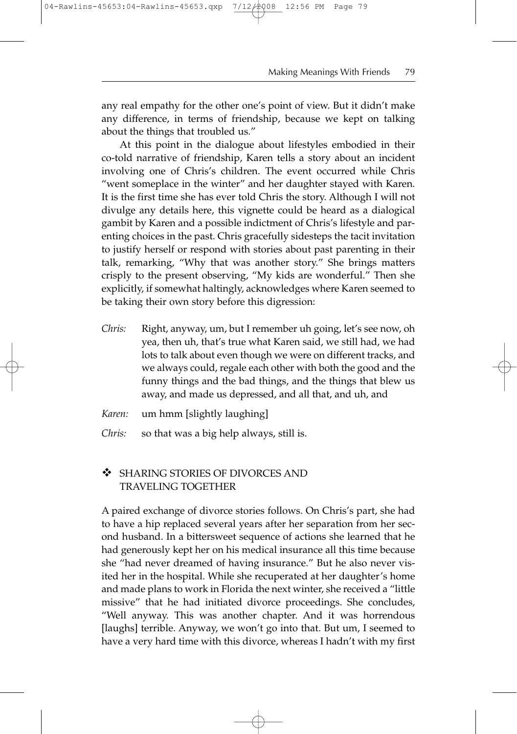any real empathy for the other one's point of view. But it didn't make any difference, in terms of friendship, because we kept on talking about the things that troubled us."

At this point in the dialogue about lifestyles embodied in their co-told narrative of friendship, Karen tells a story about an incident involving one of Chris's children. The event occurred while Chris "went someplace in the winter" and her daughter stayed with Karen. It is the first time she has ever told Chris the story. Although I will not divulge any details here, this vignette could be heard as a dialogical gambit by Karen and a possible indictment of Chris's lifestyle and parenting choices in the past. Chris gracefully sidesteps the tacit invitation to justify herself or respond with stories about past parenting in their talk, remarking, "Why that was another story." She brings matters crisply to the present observing, "My kids are wonderful." Then she explicitly, if somewhat haltingly, acknowledges where Karen seemed to be taking their own story before this digression:

*Chris:* Right, anyway, um, but I remember uh going, let's see now, oh yea, then uh, that's true what Karen said, we still had, we had lots to talk about even though we were on different tracks, and we always could, regale each other with both the good and the funny things and the bad things, and the things that blew us away, and made us depressed, and all that, and uh, and

*Karen:* um hmm [slightly laughing]

*Chris:* so that was a big help always, still is.

## ❖ SHARING STORIES OF DIVORCES AND TRAVELING TOGETHER

A paired exchange of divorce stories follows. On Chris's part, she had to have a hip replaced several years after her separation from her second husband. In a bittersweet sequence of actions she learned that he had generously kept her on his medical insurance all this time because she "had never dreamed of having insurance." But he also never visited her in the hospital. While she recuperated at her daughter's home and made plans to work in Florida the next winter, she received a "little missive" that he had initiated divorce proceedings. She concludes, "Well anyway. This was another chapter. And it was horrendous [laughs] terrible. Anyway, we won't go into that. But um, I seemed to have a very hard time with this divorce, whereas I hadn't with my first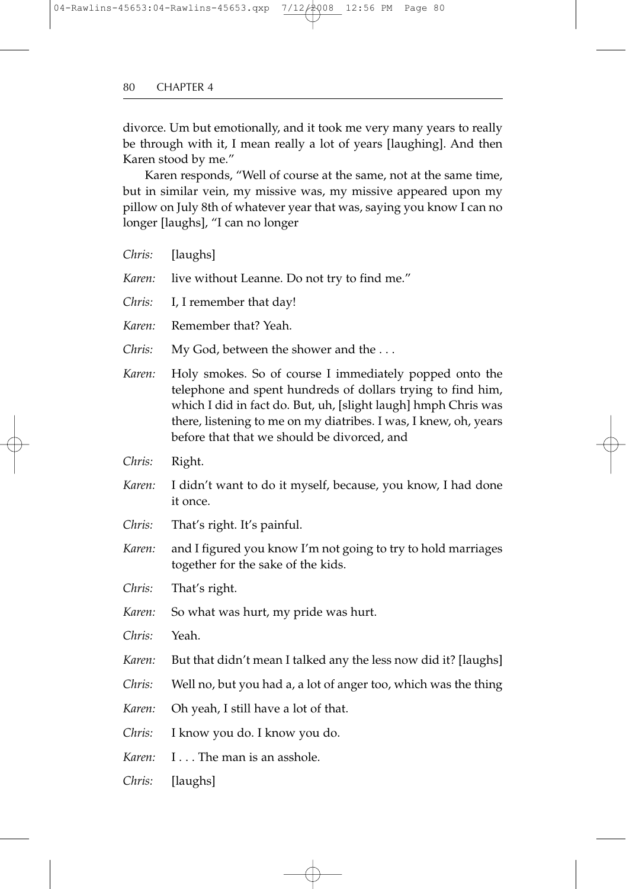divorce. Um but emotionally, and it took me very many years to really be through with it, I mean really a lot of years [laughing]. And then Karen stood by me."

Karen responds, "Well of course at the same, not at the same time, but in similar vein, my missive was, my missive appeared upon my pillow on July 8th of whatever year that was, saying you know I can no longer [laughs], "I can no longer

*Chris:* [laughs]

*Karen:* live without Leanne. Do not try to find me."

*Chris:* I, I remember that day!

*Karen:* Remember that? Yeah.

*Chris:* My God, between the shower and the . . .

*Karen:* Holy smokes. So of course I immediately popped onto the telephone and spent hundreds of dollars trying to find him, which I did in fact do. But, uh, [slight laugh] hmph Chris was there, listening to me on my diatribes. I was, I knew, oh, years before that that we should be divorced, and

*Chris:* Right.

*Karen:* I didn't want to do it myself, because, you know, I had done it once.

*Chris:* That's right. It's painful.

*Karen:* and I figured you know I'm not going to try to hold marriages together for the sake of the kids.

*Chris:* That's right.

*Karen:* So what was hurt, my pride was hurt.

*Chris:* Yeah.

*Karen:* But that didn't mean I talked any the less now did it? [laughs]

*Chris:* Well no, but you had a, a lot of anger too, which was the thing

*Karen:* Oh yeah, I still have a lot of that.

*Chris:* I know you do. I know you do.

*Karen:* I . . . The man is an asshole.

*Chris:* [laughs]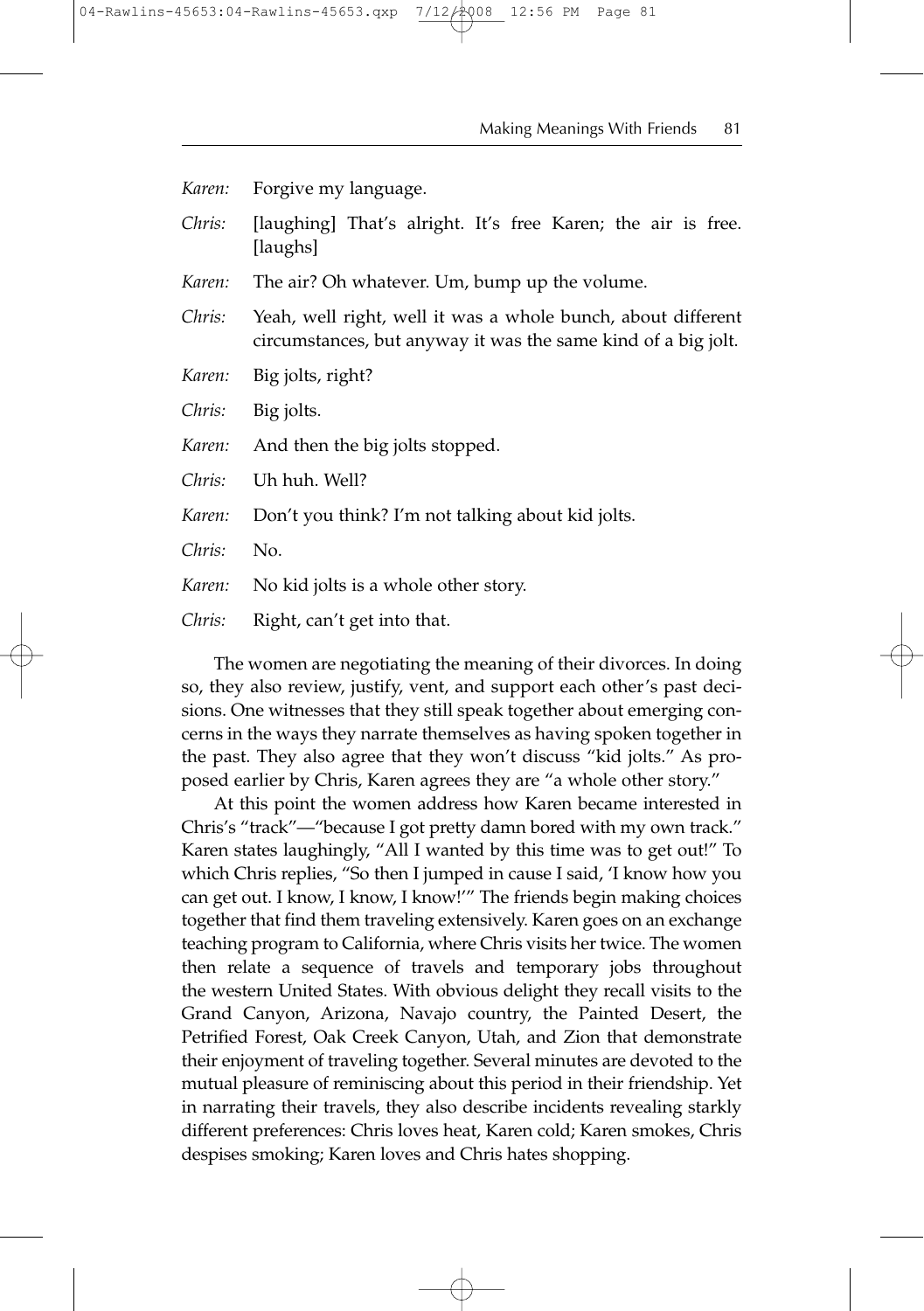*Karen:* Forgive my language.

*Chris:* [laughing] That's alright. It's free Karen; the air is free. [laughs]

*Karen:* The air? Oh whatever. Um, bump up the volume.

*Chris:* Yeah, well right, well it was a whole bunch, about different circumstances, but anyway it was the same kind of a big jolt.

*Karen:* Big jolts, right?

*Chris:* Big jolts.

*Karen:* And then the big jolts stopped.

*Chris:* Uh huh. Well?

*Karen:* Don't you think? I'm not talking about kid jolts.

*Chris:* No.

*Karen:* No kid jolts is a whole other story.

*Chris:* Right, can't get into that.

The women are negotiating the meaning of their divorces. In doing so, they also review, justify, vent, and support each other's past decisions. One witnesses that they still speak together about emerging concerns in the ways they narrate themselves as having spoken together in the past. They also agree that they won't discuss "kid jolts." As proposed earlier by Chris, Karen agrees they are "a whole other story."

At this point the women address how Karen became interested in Chris's "track"—"because I got pretty damn bored with my own track." Karen states laughingly, "All I wanted by this time was to get out!" To which Chris replies, "So then I jumped in cause I said, 'I know how you can get out. I know, I know, I know!'" The friends begin making choices together that find them traveling extensively. Karen goes on an exchange teaching program to California, where Chris visits her twice. The women then relate a sequence of travels and temporary jobs throughout the western United States. With obvious delight they recall visits to the Grand Canyon, Arizona, Navajo country, the Painted Desert, the Petrified Forest, Oak Creek Canyon, Utah, and Zion that demonstrate their enjoyment of traveling together. Several minutes are devoted to the mutual pleasure of reminiscing about this period in their friendship. Yet in narrating their travels, they also describe incidents revealing starkly different preferences: Chris loves heat, Karen cold; Karen smokes, Chris despises smoking; Karen loves and Chris hates shopping.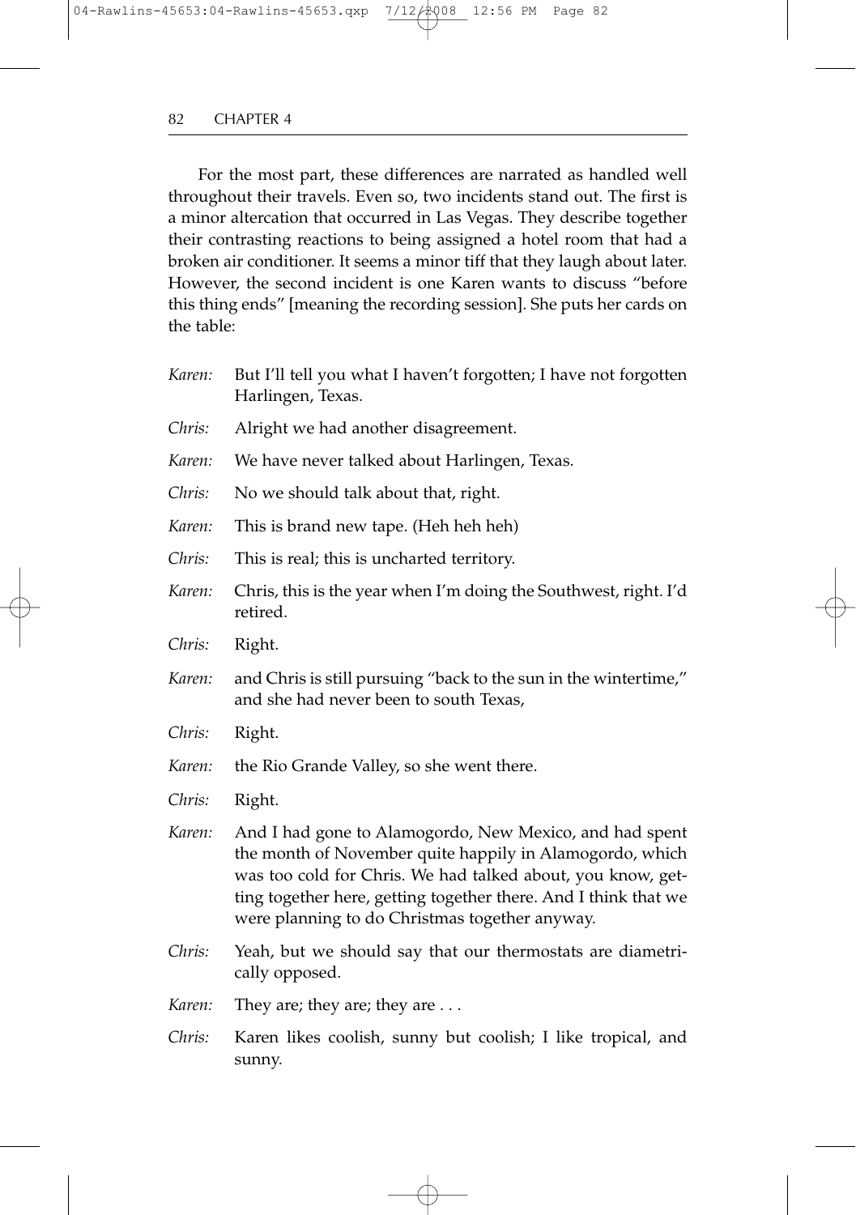For the most part, these differences are narrated as handled well throughout their travels. Even so, two incidents stand out. The first is a minor altercation that occurred in Las Vegas. They describe together their contrasting reactions to being assigned a hotel room that had a broken air conditioner. It seems a minor tiff that they laugh about later. However, the second incident is one Karen wants to discuss "before this thing ends" [meaning the recording session]. She puts her cards on the table:

*Karen:* But I'll tell you what I haven't forgotten; I have not forgotten Harlingen, Texas.

*Chris:* Alright we had another disagreement.

*Karen:* We have never talked about Harlingen, Texas.

*Chris:* No we should talk about that, right.

*Karen:* This is brand new tape. (Heh heh heh)

*Chris:* This is real; this is uncharted territory.

*Karen:* Chris, this is the year when I'm doing the Southwest, right. I'd retired.

*Chris:* Right.

*Karen:* and Chris is still pursuing "back to the sun in the wintertime," and she had never been to south Texas,

*Chris:* Right.

*Karen:* the Rio Grande Valley, so she went there.

*Chris:* Right.

*Karen:* And I had gone to Alamogordo, New Mexico, and had spent the month of November quite happily in Alamogordo, which was too cold for Chris. We had talked about, you know, getting together here, getting together there. And I think that we were planning to do Christmas together anyway.

*Chris:* Yeah, but we should say that our thermostats are diametrically opposed.

*Karen:* They are; they are; they are . . .

*Chris:* Karen likes coolish, sunny but coolish; I like tropical, and sunny.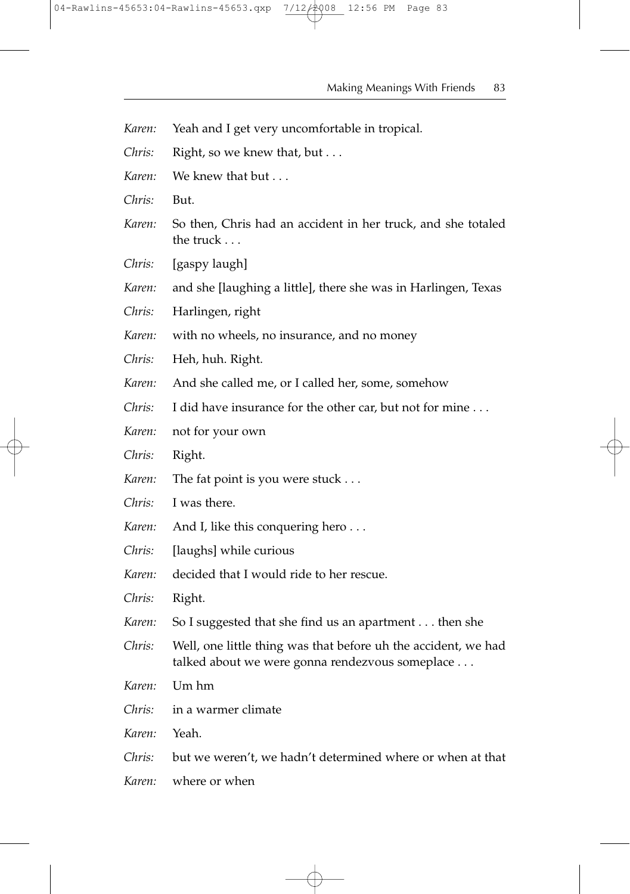*Karen:* Yeah and I get very uncomfortable in tropical.

*Chris:* Right, so we knew that, but . . .

*Karen:* We knew that but . . .

*Chris:* But.

*Karen:* So then, Chris had an accident in her truck, and she totaled the truck . . .

*Chris:* [gaspy laugh]

*Karen:* and she [laughing a little], there she was in Harlingen, Texas

*Chris:* Harlingen, right

*Karen:* with no wheels, no insurance, and no money

*Chris:* Heh, huh. Right.

*Karen:* And she called me, or I called her, some, somehow

*Chris:* I did have insurance for the other car, but not for mine . . .

*Karen:* not for your own

*Chris:* Right.

*Karen:* The fat point is you were stuck . . .

*Chris:* I was there.

*Karen:* And I, like this conquering hero . . .

*Chris:* [laughs] while curious

*Karen:* decided that I would ride to her rescue.

*Chris:* Right.

*Karen:* So I suggested that she find us an apartment . . . then she

*Chris:* Well, one little thing was that before uh the accident, we had talked about we were gonna rendezvous someplace . . .

*Karen:* Um hm

*Chris:* in a warmer climate

*Karen:* Yeah.

*Chris:* but we weren't, we hadn't determined where or when at that

*Karen:* where or when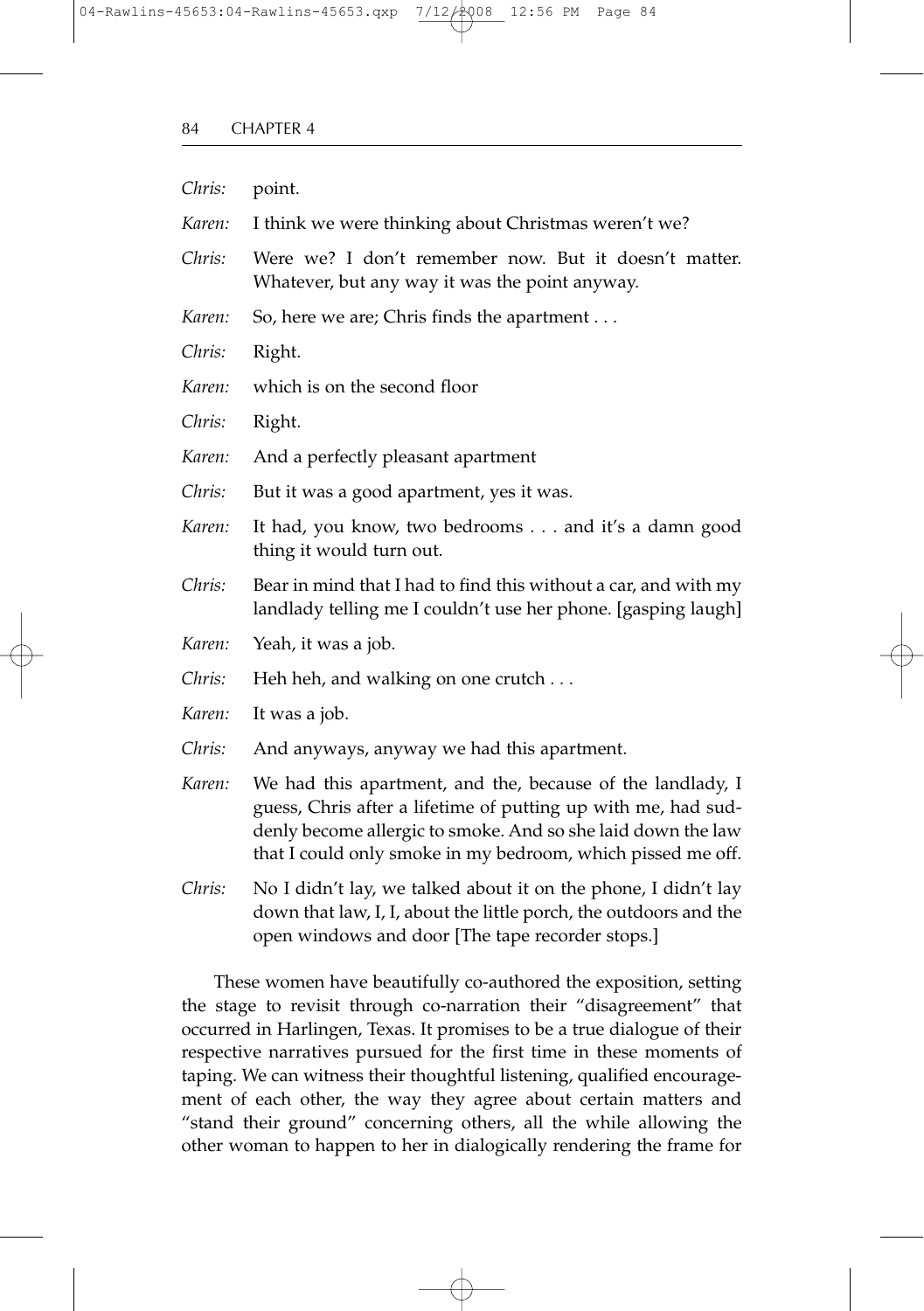*Chris:* point.

*Karen:* I think we were thinking about Christmas weren't we?

*Chris:* Were we? I don't remember now. But it doesn't matter. Whatever, but any way it was the point anyway.

*Karen:* So, here we are; Chris finds the apartment . . .

*Chris:* Right.

*Karen:* which is on the second floor

*Chris:* Right.

*Karen:* And a perfectly pleasant apartment

*Chris:* But it was a good apartment, yes it was.

*Karen:* It had, you know, two bedrooms . . . and it's a damn good thing it would turn out.

*Chris:* Bear in mind that I had to find this without a car, and with my landlady telling me I couldn't use her phone. [gasping laugh]

*Karen:* Yeah, it was a job.

*Chris:* Heh heh, and walking on one crutch . . .

*Karen:* It was a job.

*Chris:* And anyways, anyway we had this apartment.

*Karen:* We had this apartment, and the, because of the landlady, I guess, Chris after a lifetime of putting up with me, had suddenly become allergic to smoke. And so she laid down the law that I could only smoke in my bedroom, which pissed me off.

*Chris:* No I didn't lay, we talked about it on the phone, I didn't lay down that law, I, I, about the little porch, the outdoors and the open windows and door [The tape recorder stops.]

These women have beautifully co-authored the exposition, setting the stage to revisit through co-narration their "disagreement" that occurred in Harlingen, Texas. It promises to be a true dialogue of their respective narratives pursued for the first time in these moments of taping. We can witness their thoughtful listening, qualified encouragement of each other, the way they agree about certain matters and "stand their ground" concerning others, all the while allowing the other woman to happen to her in dialogically rendering the frame for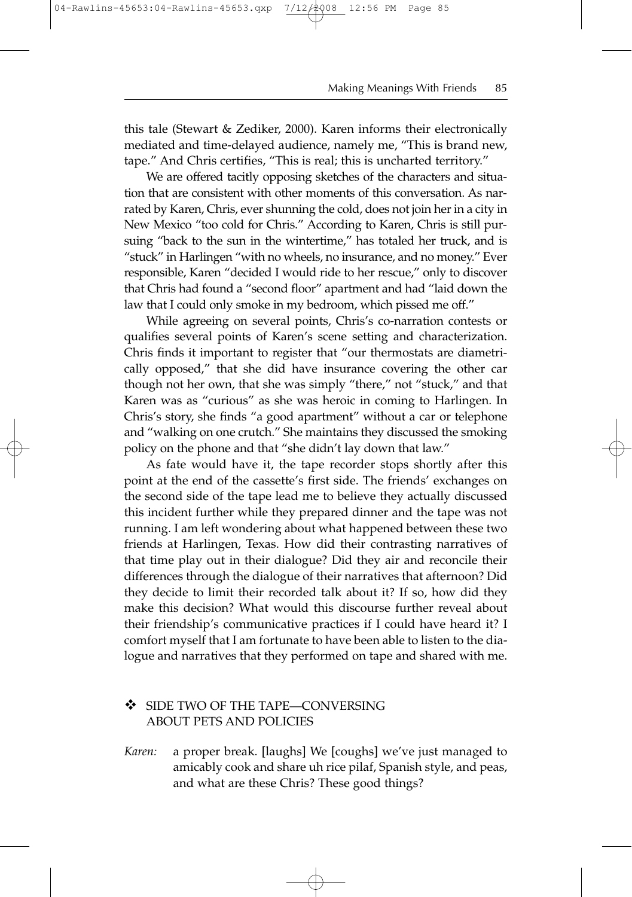this tale (Stewart & Zediker, 2000). Karen informs their electronically mediated and time-delayed audience, namely me, "This is brand new, tape." And Chris certifies, "This is real; this is uncharted territory."

We are offered tacitly opposing sketches of the characters and situation that are consistent with other moments of this conversation. As narrated by Karen, Chris, ever shunning the cold, does not join her in a city in New Mexico "too cold for Chris." According to Karen, Chris is still pursuing "back to the sun in the wintertime," has totaled her truck, and is "stuck" in Harlingen "with no wheels, no insurance, and no money." Ever responsible, Karen "decided I would ride to her rescue," only to discover that Chris had found a "second floor" apartment and had "laid down the law that I could only smoke in my bedroom, which pissed me off."

While agreeing on several points, Chris's co-narration contests or qualifies several points of Karen's scene setting and characterization. Chris finds it important to register that "our thermostats are diametrically opposed," that she did have insurance covering the other car though not her own, that she was simply "there," not "stuck," and that Karen was as "curious" as she was heroic in coming to Harlingen. In Chris's story, she finds "a good apartment" without a car or telephone and "walking on one crutch." She maintains they discussed the smoking policy on the phone and that "she didn't lay down that law."

As fate would have it, the tape recorder stops shortly after this point at the end of the cassette's first side. The friends' exchanges on the second side of the tape lead me to believe they actually discussed this incident further while they prepared dinner and the tape was not running. I am left wondering about what happened between these two friends at Harlingen, Texas. How did their contrasting narratives of that time play out in their dialogue? Did they air and reconcile their differences through the dialogue of their narratives that afternoon? Did they decide to limit their recorded talk about it? If so, how did they make this decision? What would this discourse further reveal about their friendship's communicative practices if I could have heard it? I comfort myself that I am fortunate to have been able to listen to the dialogue and narratives that they performed on tape and shared with me.

## ❖ SIDE TWO OF THE TAPE—CONVERSING ABOUT PETS AND POLICIES

*Karen:* a proper break. [laughs] We [coughs] we've just managed to amicably cook and share uh rice pilaf, Spanish style, and peas, and what are these Chris? These good things?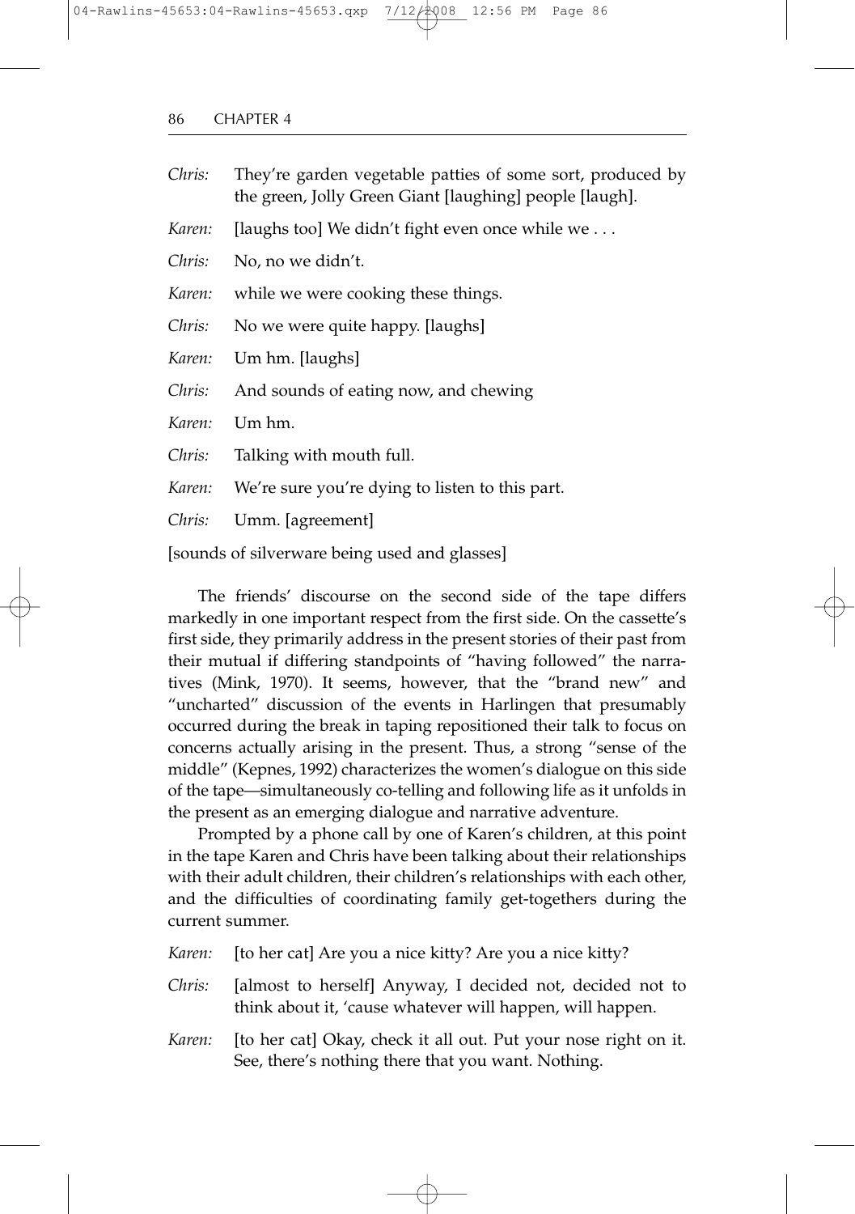*Chris:* They're garden vegetable patties of some sort, produced by the green, Jolly Green Giant [laughing] people [laugh].

*Karen:* [laughs too] We didn't fight even once while we . . .

*Chris:* No, no we didn't.

*Karen:* while we were cooking these things.

*Chris:* No we were quite happy. [laughs]

*Karen:* Um hm. [laughs]

*Chris:* And sounds of eating now, and chewing

*Karen:* Um hm.

*Chris:* Talking with mouth full.

*Karen:* We're sure you're dying to listen to this part.

*Chris:* Umm. [agreement]

[sounds of silverware being used and glasses]

The friends' discourse on the second side of the tape differs markedly in one important respect from the first side. On the cassette's first side, they primarily address in the present stories of their past from their mutual if differing standpoints of "having followed" the narratives (Mink, 1970). It seems, however, that the "brand new" and "uncharted" discussion of the events in Harlingen that presumably occurred during the break in taping repositioned their talk to focus on concerns actually arising in the present. Thus, a strong "sense of the middle" (Kepnes, 1992) characterizes the women's dialogue on this side of the tape—simultaneously co-telling and following life as it unfolds in the present as an emerging dialogue and narrative adventure.

Prompted by a phone call by one of Karen's children, at this point in the tape Karen and Chris have been talking about their relationships with their adult children, their children's relationships with each other, and the difficulties of coordinating family get-togethers during the current summer.

*Karen:* [to her cat] Are you a nice kitty? Are you a nice kitty?

*Chris:* [almost to herself] Anyway, I decided not, decided not to think about it, 'cause whatever will happen, will happen.

*Karen:* [to her cat] Okay, check it all out. Put your nose right on it. See, there's nothing there that you want. Nothing.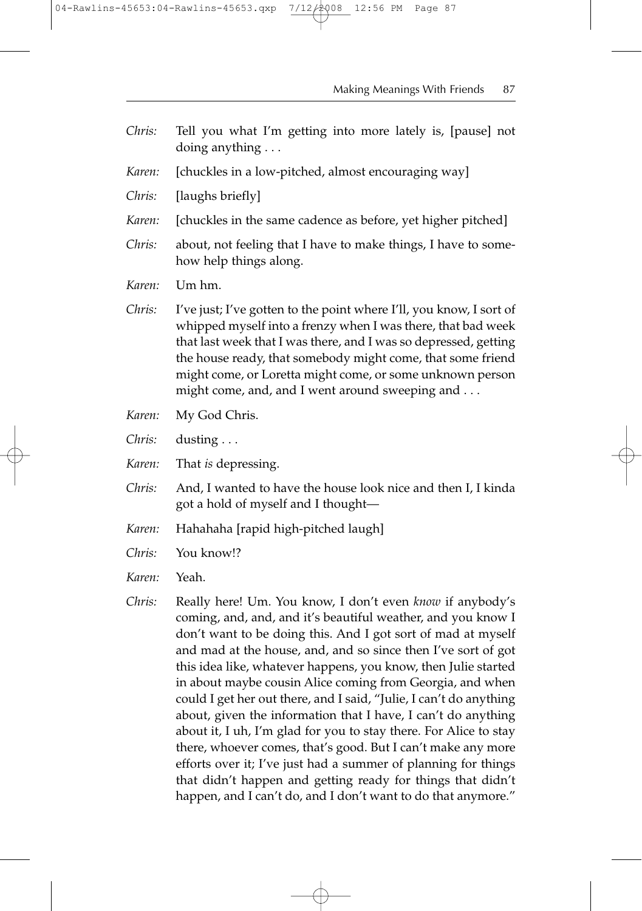*Chris:* Tell you what I'm getting into more lately is, [pause] not doing anything . . .

*Karen:* [chuckles in a low-pitched, almost encouraging way]

*Chris:* [laughs briefly]

*Karen:* [chuckles in the same cadence as before, yet higher pitched]

*Chris:* about, not feeling that I have to make things, I have to somehow help things along.

*Karen:* Um hm.

*Chris:* I've just; I've gotten to the point where I'll, you know, I sort of whipped myself into a frenzy when I was there, that bad week that last week that I was there, and I was so depressed, getting the house ready, that somebody might come, that some friend might come, or Loretta might come, or some unknown person might come, and, and I went around sweeping and . . .

*Karen:* My God Chris.

*Chris:* dusting . . .

*Karen:* That *is* depressing.

*Chris:* And, I wanted to have the house look nice and then I, I kinda got a hold of myself and I thought—

*Karen:* Hahahaha [rapid high-pitched laugh]

*Chris:* You know!?

*Karen:* Yeah.

*Chris:* Really here! Um. You know, I don't even *know* if anybody's coming, and, and, and it's beautiful weather, and you know I don't want to be doing this. And I got sort of mad at myself and mad at the house, and, and so since then I've sort of got this idea like, whatever happens, you know, then Julie started in about maybe cousin Alice coming from Georgia, and when could I get her out there, and I said, "Julie, I can't do anything about, given the information that I have, I can't do anything about it, I uh, I'm glad for you to stay there. For Alice to stay there, whoever comes, that's good. But I can't make any more efforts over it; I've just had a summer of planning for things that didn't happen and getting ready for things that didn't happen, and I can't do, and I don't want to do that anymore."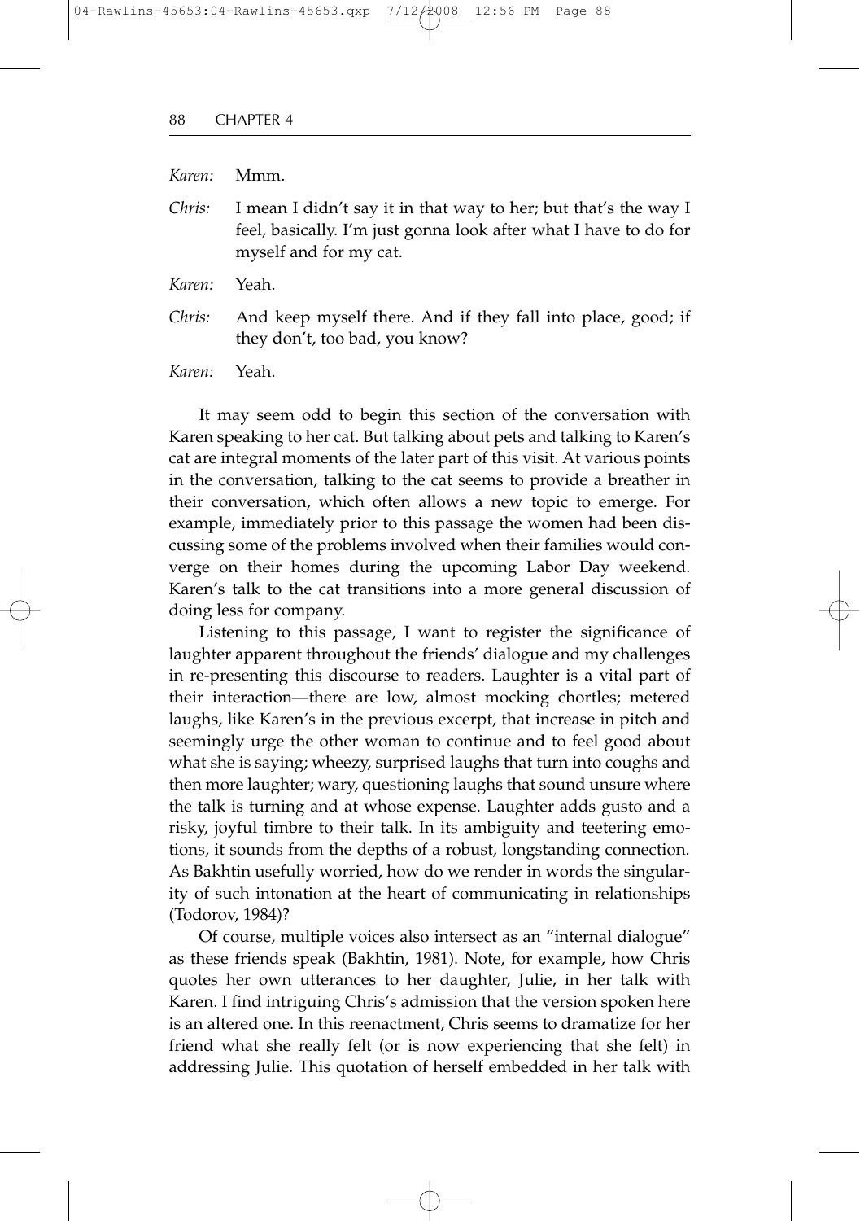*Karen:* Mmm.

*Chris:* I mean I didn't say it in that way to her; but that's the way I feel, basically. I'm just gonna look after what I have to do for myself and for my cat.

*Karen:* Yeah.

*Chris:* And keep myself there. And if they fall into place, good; if they don't, too bad, you know?

*Karen:* Yeah.

It may seem odd to begin this section of the conversation with Karen speaking to her cat. But talking about pets and talking to Karen's cat are integral moments of the later part of this visit. At various points in the conversation, talking to the cat seems to provide a breather in their conversation, which often allows a new topic to emerge. For example, immediately prior to this passage the women had been discussing some of the problems involved when their families would converge on their homes during the upcoming Labor Day weekend. Karen's talk to the cat transitions into a more general discussion of doing less for company.

Listening to this passage, I want to register the significance of laughter apparent throughout the friends' dialogue and my challenges in re-presenting this discourse to readers. Laughter is a vital part of their interaction—there are low, almost mocking chortles; metered laughs, like Karen's in the previous excerpt, that increase in pitch and seemingly urge the other woman to continue and to feel good about what she is saying; wheezy, surprised laughs that turn into coughs and then more laughter; wary, questioning laughs that sound unsure where the talk is turning and at whose expense. Laughter adds gusto and a risky, joyful timbre to their talk. In its ambiguity and teetering emotions, it sounds from the depths of a robust, longstanding connection. As Bakhtin usefully worried, how do we render in words the singularity of such intonation at the heart of communicating in relationships (Todorov, 1984)?

Of course, multiple voices also intersect as an "internal dialogue" as these friends speak (Bakhtin, 1981). Note, for example, how Chris quotes her own utterances to her daughter, Julie, in her talk with Karen. I find intriguing Chris's admission that the version spoken here is an altered one. In this reenactment, Chris seems to dramatize for her friend what she really felt (or is now experiencing that she felt) in addressing Julie. This quotation of herself embedded in her talk with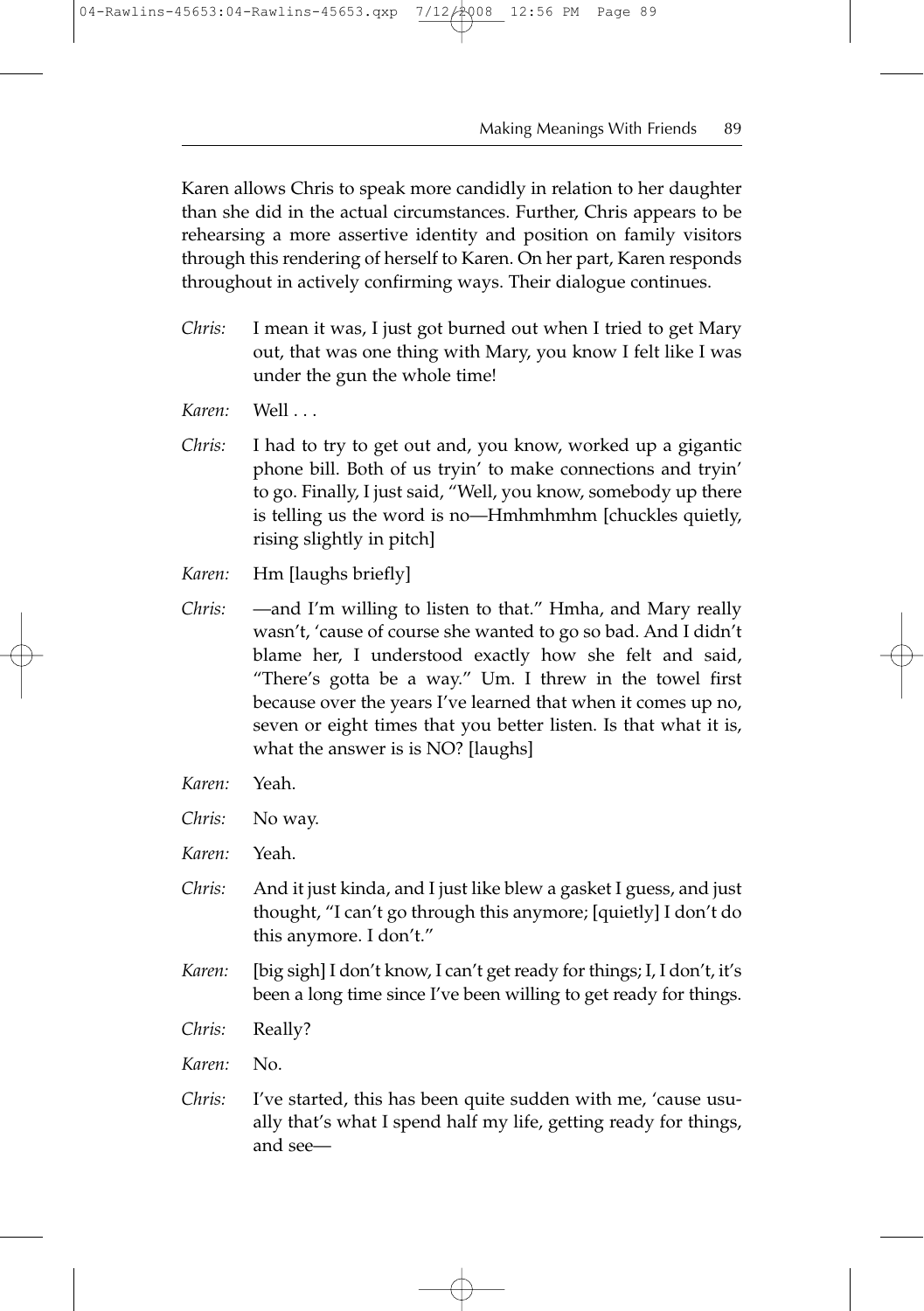Karen allows Chris to speak more candidly in relation to her daughter than she did in the actual circumstances. Further, Chris appears to be rehearsing a more assertive identity and position on family visitors through this rendering of herself to Karen. On her part, Karen responds throughout in actively confirming ways. Their dialogue continues.

*Chris:* I mean it was, I just got burned out when I tried to get Mary out, that was one thing with Mary, you know I felt like I was under the gun the whole time!

*Karen:* Well . . .

*Chris:* I had to try to get out and, you know, worked up a gigantic phone bill. Both of us tryin' to make connections and tryin' to go. Finally, I just said, "Well, you know, somebody up there is telling us the word is no—Hmhmhmhm [chuckles quietly, rising slightly in pitch]

*Karen:* Hm [laughs briefly]

*Chris:* —and I'm willing to listen to that." Hmha, and Mary really wasn't, 'cause of course she wanted to go so bad. And I didn't blame her, I understood exactly how she felt and said, "There's gotta be a way." Um. I threw in the towel first because over the years I've learned that when it comes up no, seven or eight times that you better listen. Is that what it is, what the answer is is NO? [laughs]

*Karen:* Yeah.

*Chris:* No way.

*Karen:* Yeah.

*Chris:* And it just kinda, and I just like blew a gasket I guess, and just thought, "I can't go through this anymore; [quietly] I don't do this anymore. I don't."

*Karen:* [big sigh] I don't know, I can't get ready for things; I, I don't, it's been a long time since I've been willing to get ready for things.

*Chris:* Really?

*Karen:* No.

*Chris:* I've started, this has been quite sudden with me, 'cause usually that's what I spend half my life, getting ready for things, and see—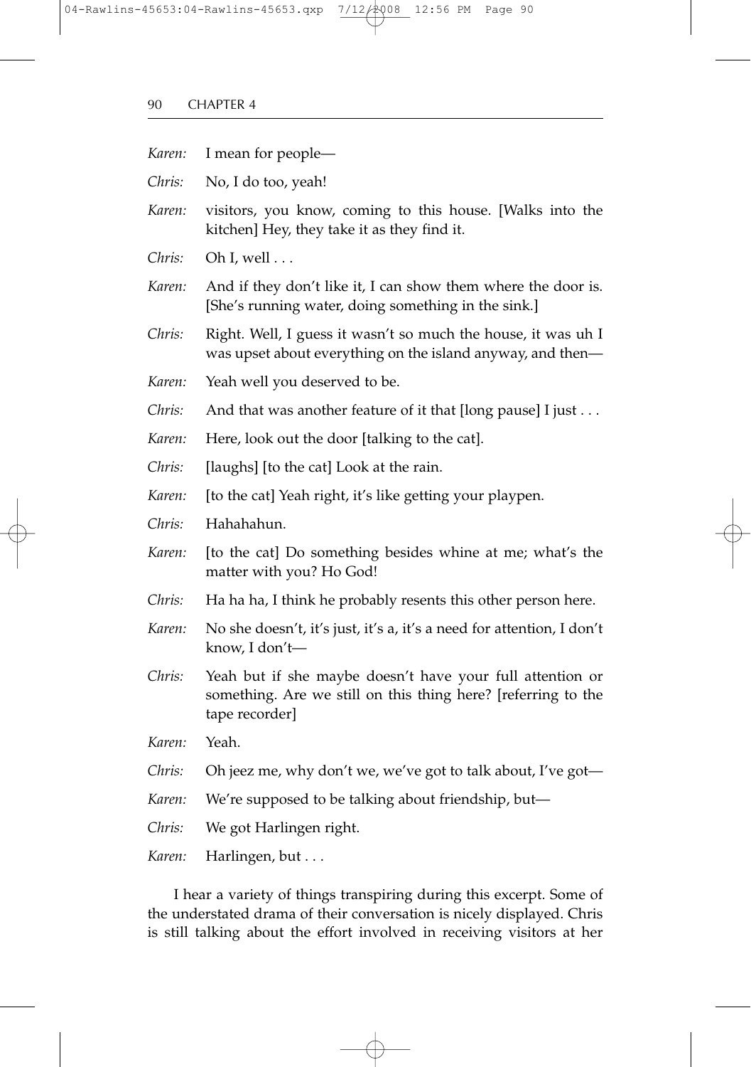*Karen:* I mean for people—

*Chris:* No, I do too, yeah!

*Karen:* visitors, you know, coming to this house. [Walks into the kitchen] Hey, they take it as they find it.

*Chris:* Oh I, well . . .

*Karen:* And if they don't like it, I can show them where the door is. [She's running water, doing something in the sink.]

*Chris:* Right. Well, I guess it wasn't so much the house, it was uh I was upset about everything on the island anyway, and then—

*Karen:* Yeah well you deserved to be.

*Chris:* And that was another feature of it that [long pause] I just . . .

*Karen:* Here, look out the door [talking to the cat].

*Chris:* [laughs] [to the cat] Look at the rain.

*Karen:* [to the cat] Yeah right, it's like getting your playpen.

*Chris:* Hahahahun.

*Karen:* [to the cat] Do something besides whine at me; what's the matter with you? Ho God!

*Chris:* Ha ha ha, I think he probably resents this other person here.

*Karen:* No she doesn't, it's just, it's a, it's a need for attention, I don't know, I don't—

*Chris:* Yeah but if she maybe doesn't have your full attention or something. Are we still on this thing here? [referring to the tape recorder]

*Karen:* Yeah.

*Chris:* Oh jeez me, why don't we, we've got to talk about, I've got—

*Karen:* We're supposed to be talking about friendship, but—

*Chris:* We got Harlingen right.

*Karen:* Harlingen, but . . .

I hear a variety of things transpiring during this excerpt. Some of the understated drama of their conversation is nicely displayed. Chris is still talking about the effort involved in receiving visitors at her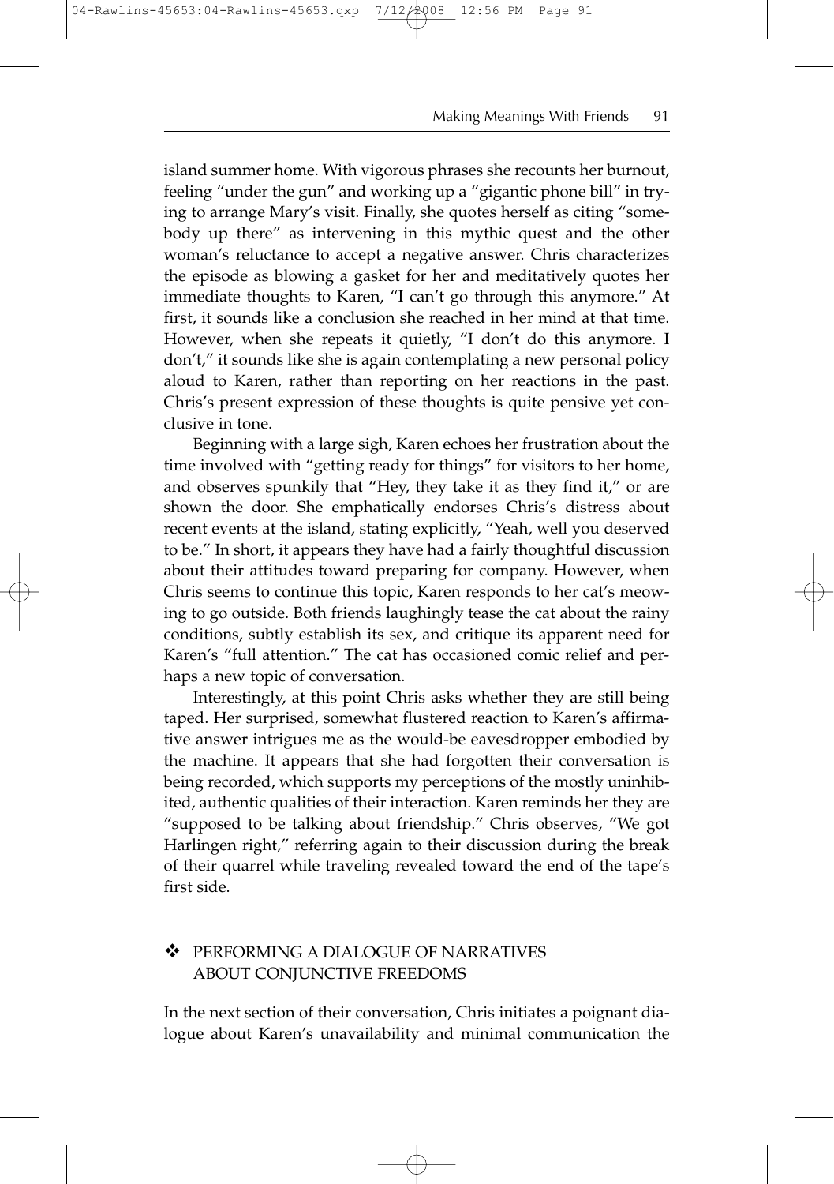island summer home. With vigorous phrases she recounts her burnout, feeling "under the gun" and working up a "gigantic phone bill" in trying to arrange Mary's visit. Finally, she quotes herself as citing "somebody up there" as intervening in this mythic quest and the other woman's reluctance to accept a negative answer. Chris characterizes the episode as blowing a gasket for her and meditatively quotes her immediate thoughts to Karen, "I can't go through this anymore." At first, it sounds like a conclusion she reached in her mind at that time. However, when she repeats it quietly, "I don't do this anymore. I don't," it sounds like she is again contemplating a new personal policy aloud to Karen, rather than reporting on her reactions in the past. Chris's present expression of these thoughts is quite pensive yet conclusive in tone.

Beginning with a large sigh, Karen echoes her frustration about the time involved with "getting ready for things" for visitors to her home, and observes spunkily that "Hey, they take it as they find it," or are shown the door. She emphatically endorses Chris's distress about recent events at the island, stating explicitly, "Yeah, well you deserved to be." In short, it appears they have had a fairly thoughtful discussion about their attitudes toward preparing for company. However, when Chris seems to continue this topic, Karen responds to her cat's meowing to go outside. Both friends laughingly tease the cat about the rainy conditions, subtly establish its sex, and critique its apparent need for Karen's "full attention." The cat has occasioned comic relief and perhaps a new topic of conversation.

Interestingly, at this point Chris asks whether they are still being taped. Her surprised, somewhat flustered reaction to Karen's affirmative answer intrigues me as the would-be eavesdropper embodied by the machine. It appears that she had forgotten their conversation is being recorded, which supports my perceptions of the mostly uninhibited, authentic qualities of their interaction. Karen reminds her they are "supposed to be talking about friendship." Chris observes, "We got Harlingen right," referring again to their discussion during the break of their quarrel while traveling revealed toward the end of the tape's first side.

## ❖ PERFORMING A DIALOGUE OF NARRATIVES ABOUT CONJUNCTIVE FREEDOMS

In the next section of their conversation, Chris initiates a poignant dialogue about Karen's unavailability and minimal communication the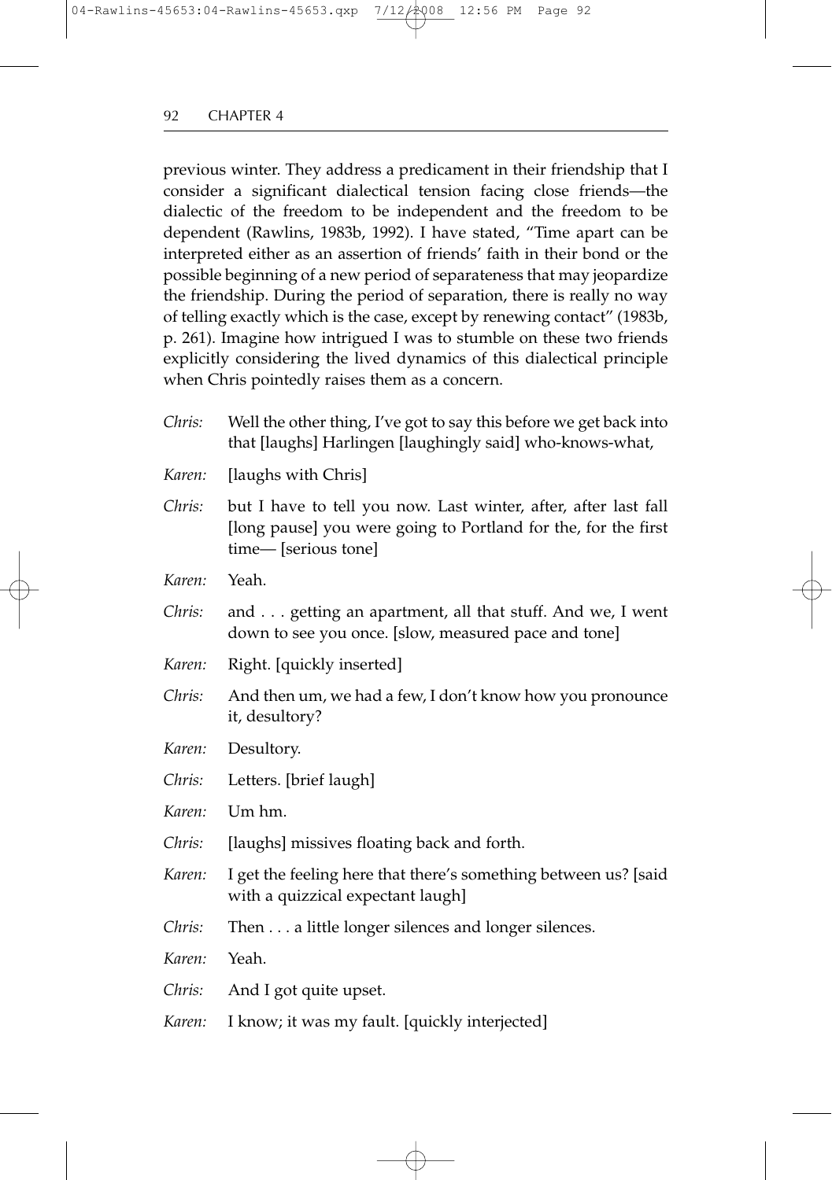previous winter. They address a predicament in their friendship that I consider a significant dialectical tension facing close friends—the dialectic of the freedom to be independent and the freedom to be dependent (Rawlins, 1983b, 1992). I have stated, "Time apart can be interpreted either as an assertion of friends' faith in their bond or the possible beginning of a new period of separateness that may jeopardize the friendship. During the period of separation, there is really no way of telling exactly which is the case, except by renewing contact" (1983b, p. 261). Imagine how intrigued I was to stumble on these two friends explicitly considering the lived dynamics of this dialectical principle when Chris pointedly raises them as a concern.

*Chris:* Well the other thing, I've got to say this before we get back into that [laughs] Harlingen [laughingly said] who-knows-what,

*Karen:* [laughs with Chris]

*Chris:* but I have to tell you now. Last winter, after, after last fall [long pause] you were going to Portland for the, for the first time— [serious tone]

*Karen:* Yeah.

*Chris:* and . . . getting an apartment, all that stuff. And we, I went down to see you once. [slow, measured pace and tone]

*Karen:* Right. [quickly inserted]

*Chris:* And then um, we had a few, I don't know how you pronounce it, desultory?

*Karen:* Desultory.

*Chris:* Letters. [brief laugh]

*Karen:* Um hm.

*Chris:* [laughs] missives floating back and forth.

*Karen:* I get the feeling here that there's something between us? [said with a quizzical expectant laugh]

*Chris:* Then . . . a little longer silences and longer silences.

*Karen:* Yeah.

*Chris:* And I got quite upset.

*Karen:* I know; it was my fault. [quickly interjected]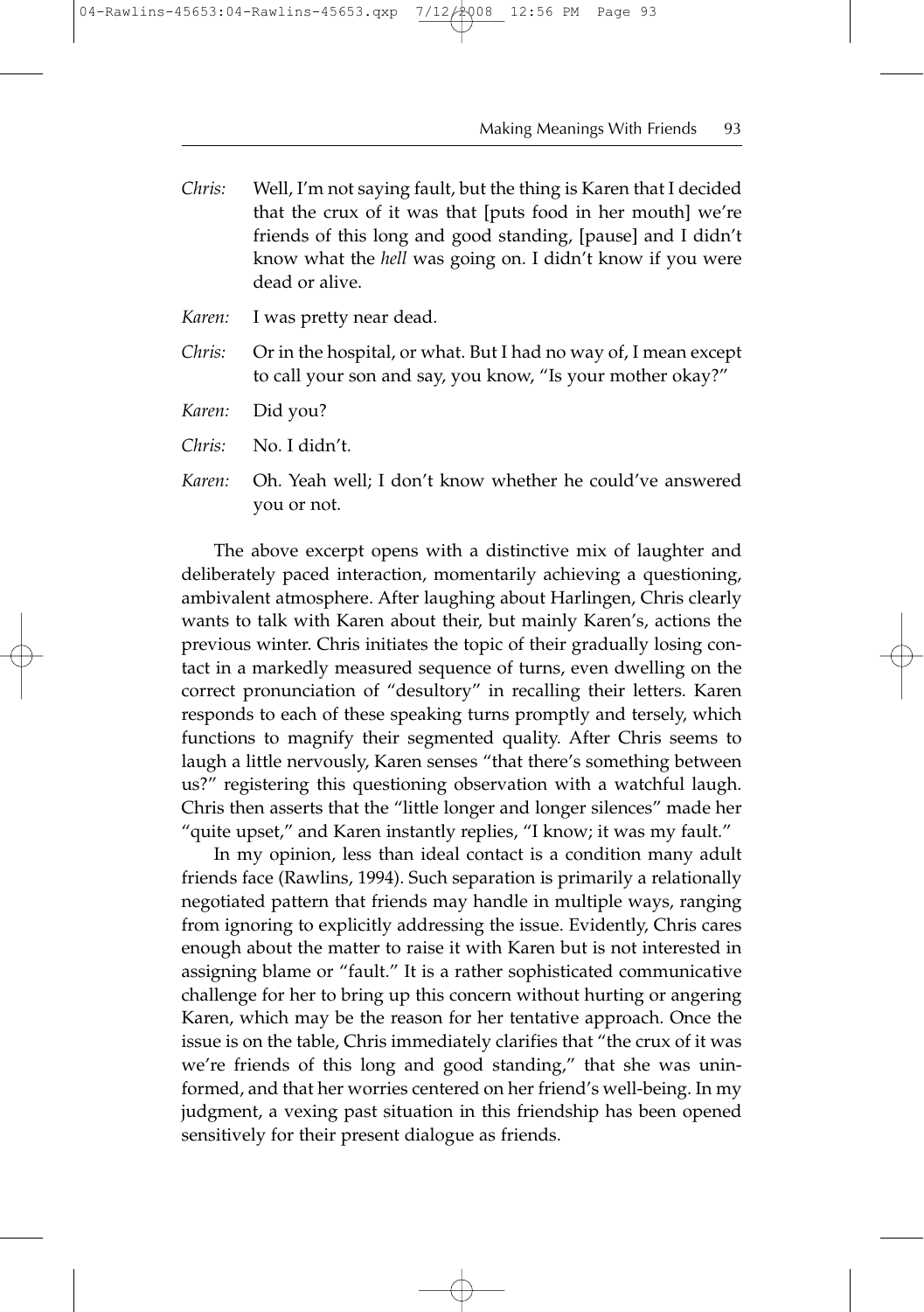*Chris:* Well, I'm not saying fault, but the thing is Karen that I decided that the crux of it was that [puts food in her mouth] we're friends of this long and good standing, [pause] and I didn't know what the *hell* was going on. I didn't know if you were dead or alive.

*Karen:* I was pretty near dead.

*Chris:* Or in the hospital, or what. But I had no way of, I mean except to call your son and say, you know, "Is your mother okay?"

*Karen:* Did you?

*Chris:* No. I didn't.

*Karen:* Oh. Yeah well; I don't know whether he could've answered you or not.

The above excerpt opens with a distinctive mix of laughter and deliberately paced interaction, momentarily achieving a questioning, ambivalent atmosphere. After laughing about Harlingen, Chris clearly wants to talk with Karen about their, but mainly Karen's, actions the previous winter. Chris initiates the topic of their gradually losing contact in a markedly measured sequence of turns, even dwelling on the correct pronunciation of "desultory" in recalling their letters. Karen responds to each of these speaking turns promptly and tersely, which functions to magnify their segmented quality. After Chris seems to laugh a little nervously, Karen senses "that there's something between us?" registering this questioning observation with a watchful laugh. Chris then asserts that the "little longer and longer silences" made her "quite upset," and Karen instantly replies, "I know; it was my fault."

In my opinion, less than ideal contact is a condition many adult friends face (Rawlins, 1994). Such separation is primarily a relationally negotiated pattern that friends may handle in multiple ways, ranging from ignoring to explicitly addressing the issue. Evidently, Chris cares enough about the matter to raise it with Karen but is not interested in assigning blame or "fault." It is a rather sophisticated communicative challenge for her to bring up this concern without hurting or angering Karen, which may be the reason for her tentative approach. Once the issue is on the table, Chris immediately clarifies that "the crux of it was we're friends of this long and good standing," that she was uninformed, and that her worries centered on her friend's well-being. In my judgment, a vexing past situation in this friendship has been opened sensitively for their present dialogue as friends.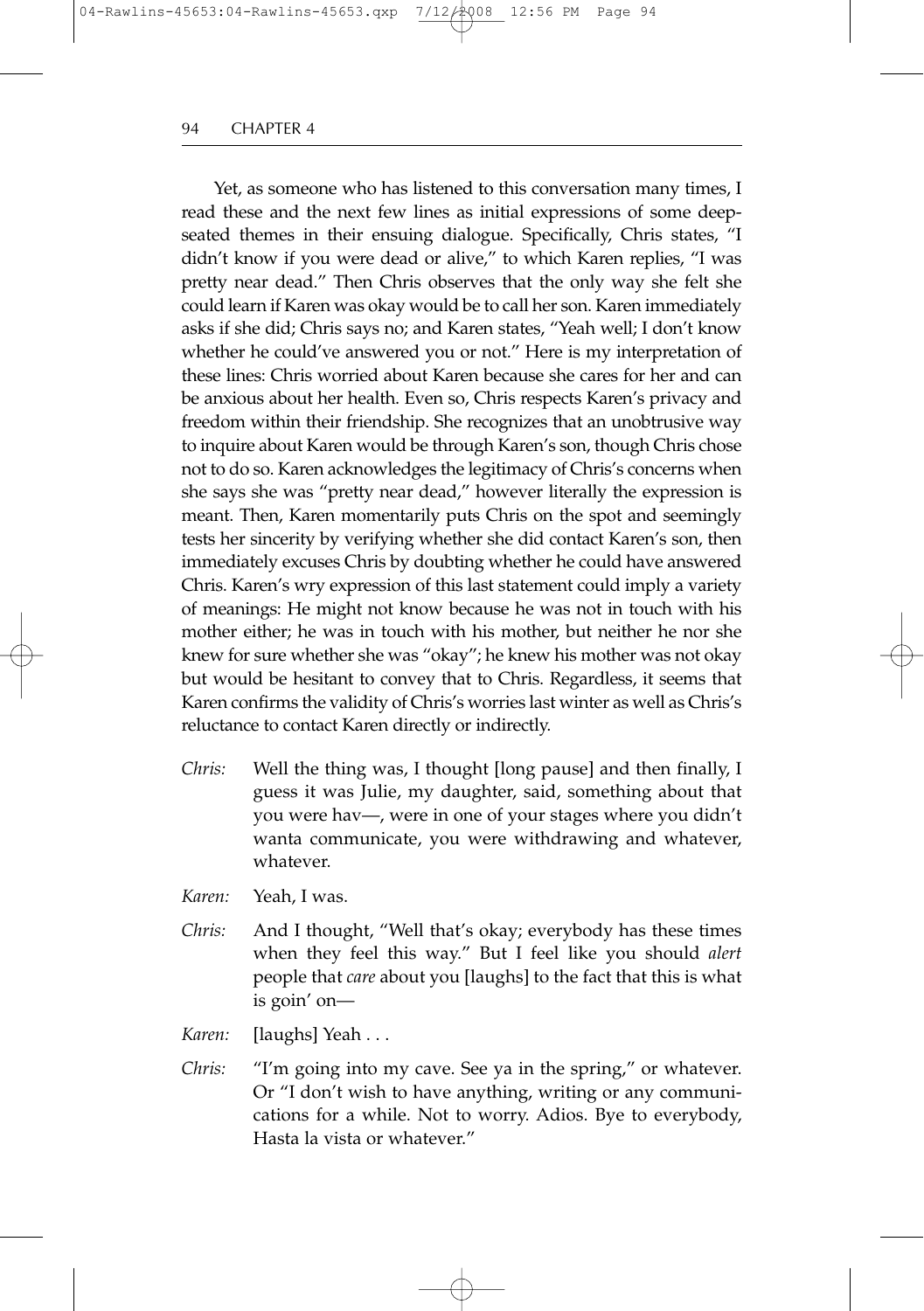Yet, as someone who has listened to this conversation many times, I read these and the next few lines as initial expressions of some deep-seated themes in their ensuing dialogue. Specifically, Chris states, "I didn't know if you were dead or alive," to which Karen replies, "I was pretty near dead." Then Chris observes that the only way she felt she could learn if Karen was okay would be to call her son. Karen immediately asks if she did; Chris says no; and Karen states, "Yeah well; I don't know whether he could've answered you or not." Here is my interpretation of these lines: Chris worried about Karen because she cares for her and can be anxious about her health. Even so, Chris respects Karen's privacy and freedom within their friendship. She recognizes that an unobtrusive way to inquire about Karen would be through Karen's son, though Chris chose not to do so. Karen acknowledges the legitimacy of Chris's concerns when she says she was "pretty near dead," however literally the expression is meant. Then, Karen momentarily puts Chris on the spot and seemingly tests her sincerity by verifying whether she did contact Karen's son, then immediately excuses Chris by doubting whether he could have answered Chris. Karen's wry expression of this last statement could imply a variety of meanings: He might not know because he was not in touch with his mother either; he was in touch with his mother, but neither he nor she knew for sure whether she was "okay"; he knew his mother was not okay but would be hesitant to convey that to Chris. Regardless, it seems that Karen confirms the validity of Chris's worries last winter as well as Chris's reluctance to contact Karen directly or indirectly.

*Chris:* Well the thing was, I thought [long pause] and then finally, I guess it was Julie, my daughter, said, something about that you were hav—, were in one of your stages where you didn't wanta communicate, you were withdrawing and whatever, whatever.

*Karen:* Yeah, I was.

*Chris:* And I thought, "Well that's okay; everybody has these times when they feel this way." But I feel like you should *alert* people that *care* about you [laughs] to the fact that this is what is goin' on—

*Karen:* [laughs] Yeah . . .

*Chris:* "I'm going into my cave. See ya in the spring," or whatever. Or "I don't wish to have anything, writing or any communications for a while. Not to worry. Adios. Bye to everybody, Hasta la vista or whatever."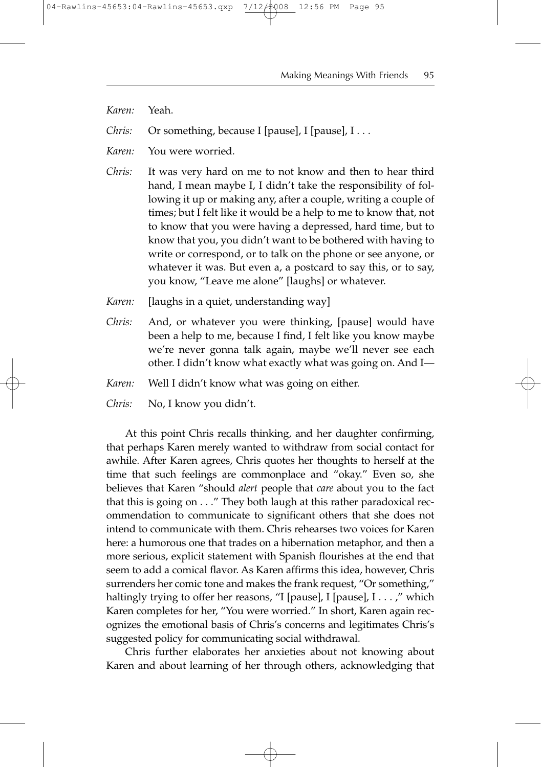*Karen:* Yeah.

*Chris:* Or something, because I [pause], I [pause], I . . .

*Karen:* You were worried.

*Chris:* It was very hard on me to not know and then to hear third hand, I mean maybe I, I didn't take the responsibility of following it up or making any, after a couple, writing a couple of times; but I felt like it would be a help to me to know that, not to know that you were having a depressed, hard time, but to know that you, you didn't want to be bothered with having to write or correspond, or to talk on the phone or see anyone, or whatever it was. But even a, a postcard to say this, or to say, you know, "Leave me alone" [laughs] or whatever.

*Karen:* [laughs in a quiet, understanding way]

*Chris:* And, or whatever you were thinking, [pause] would have been a help to me, because I find, I felt like you know maybe we're never gonna talk again, maybe we'll never see each other. I didn't know what exactly what was going on. And I—

*Karen:* Well I didn't know what was going on either.

*Chris:* No, I know you didn't.

At this point Chris recalls thinking, and her daughter confirming, that perhaps Karen merely wanted to withdraw from social contact for awhile. After Karen agrees, Chris quotes her thoughts to herself at the time that such feelings are commonplace and "okay." Even so, she believes that Karen "should *alert* people that *care* about you to the fact that this is going on . . ." They both laugh at this rather paradoxical recommendation to communicate to significant others that she does not intend to communicate with them. Chris rehearses two voices for Karen here: a humorous one that trades on a hibernation metaphor, and then a more serious, explicit statement with Spanish flourishes at the end that seem to add a comical flavor. As Karen affirms this idea, however, Chris surrenders her comic tone and makes the frank request, "Or something," haltingly trying to offer her reasons, "I [pause], I [pause], I . . . ," which Karen completes for her, "You were worried." In short, Karen again recognizes the emotional basis of Chris's concerns and legitimates Chris's suggested policy for communicating social withdrawal.

Chris further elaborates her anxieties about not knowing about Karen and about learning of her through others, acknowledging that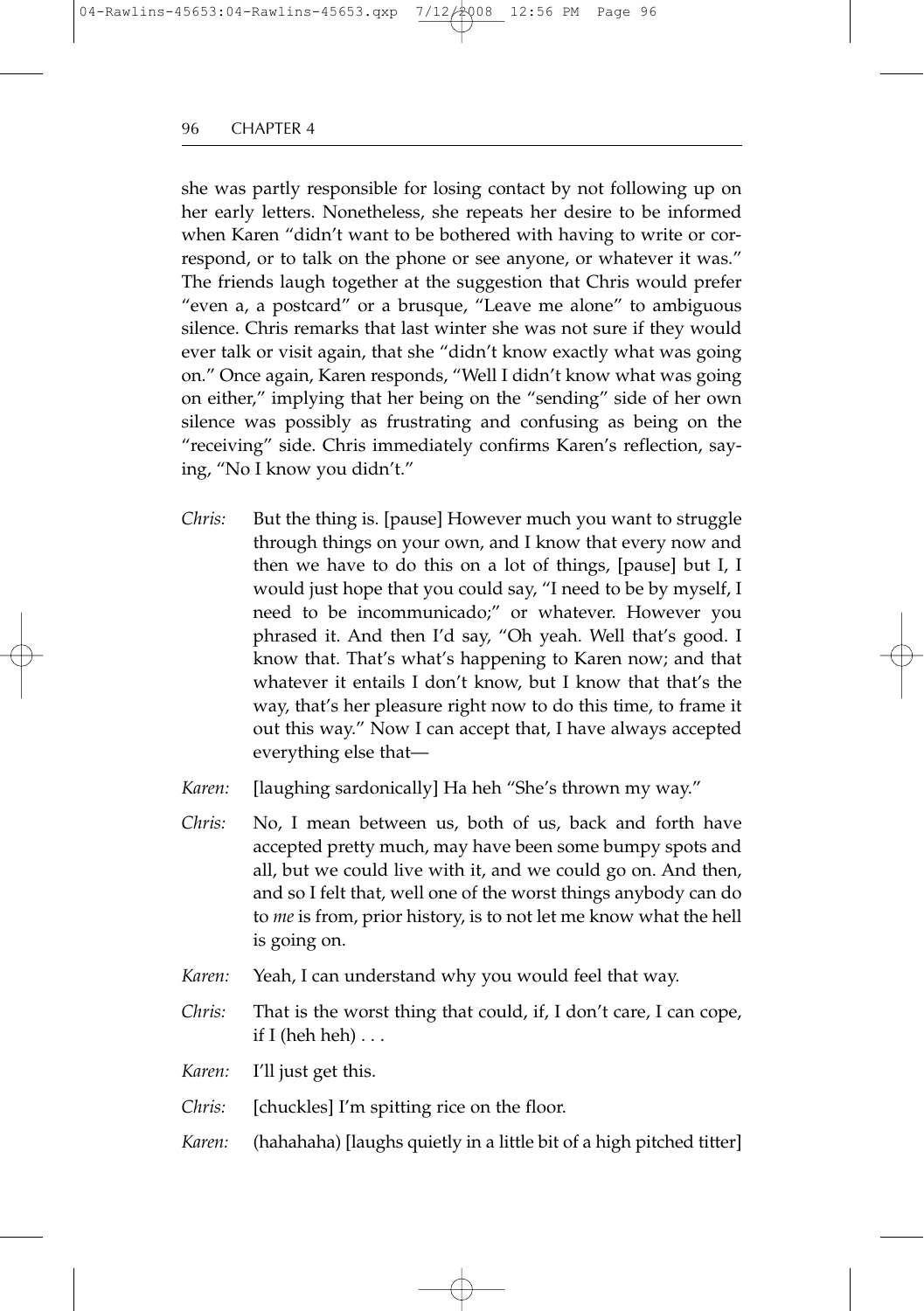she was partly responsible for losing contact by not following up on her early letters. Nonetheless, she repeats her desire to be informed when Karen "didn't want to be bothered with having to write or correspond, or to talk on the phone or see anyone, or whatever it was." The friends laugh together at the suggestion that Chris would prefer "even a, a postcard" or a brusque, "Leave me alone" to ambiguous silence. Chris remarks that last winter she was not sure if they would ever talk or visit again, that she "didn't know exactly what was going on." Once again, Karen responds, "Well I didn't know what was going on either," implying that her being on the "sending" side of her own silence was possibly as frustrating and confusing as being on the "receiving" side. Chris immediately confirms Karen's reflection, saying, "No I know you didn't."

*Chris:* But the thing is. [pause] However much you want to struggle through things on your own, and I know that every now and then we have to do this on a lot of things, [pause] but I, I would just hope that you could say, "I need to be by myself, I need to be incommunicado;" or whatever. However you phrased it. And then I'd say, "Oh yeah. Well that's good. I know that. That's what's happening to Karen now; and that whatever it entails I don't know, but I know that that's the way, that's her pleasure right now to do this time, to frame it out this way." Now I can accept that, I have always accepted everything else that—

*Karen:* [laughing sardonically] Ha heh "She's thrown my way."

*Chris:* No, I mean between us, both of us, back and forth have accepted pretty much, may have been some bumpy spots and all, but we could live with it, and we could go on. And then, and so I felt that, well one of the worst things anybody can do to *me* is from, prior history, is to not let me know what the hell is going on.

*Karen:* Yeah, I can understand why you would feel that way.

*Chris:* That is the worst thing that could, if, I don't care, I can cope, if I (heh heh) . . .

*Karen:* I'll just get this.

*Chris:* [chuckles] I'm spitting rice on the floor.

*Karen:* (hahahaha) [laughs quietly in a little bit of a high pitched titter]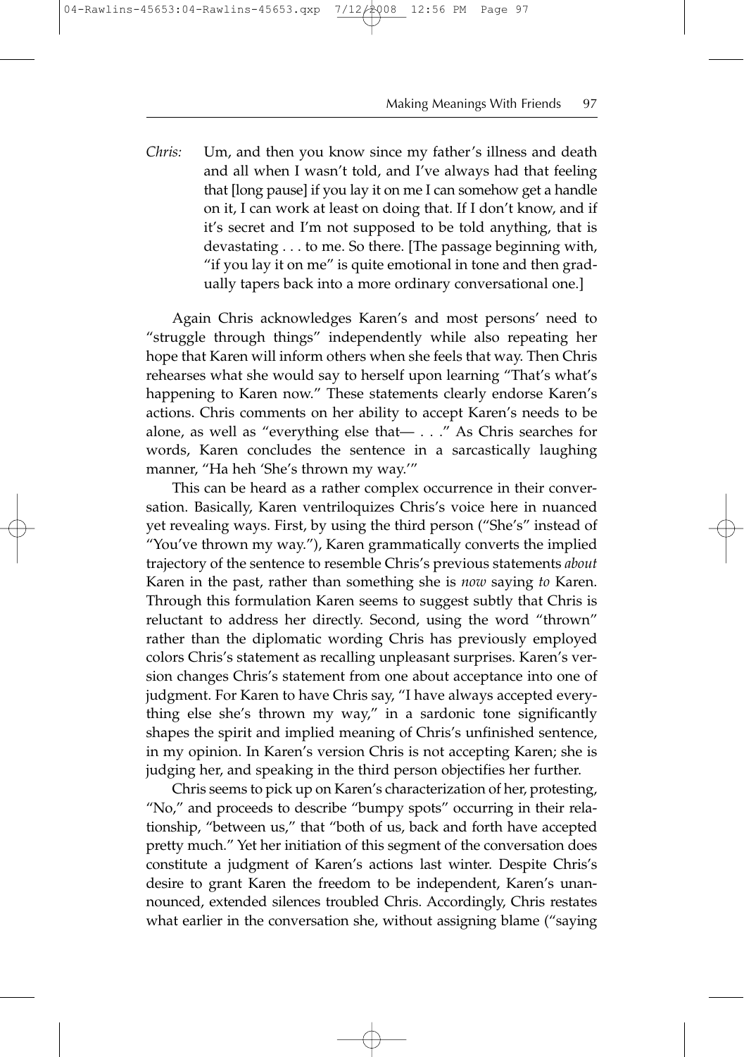*Chris:* Um, and then you know since my father's illness and death and all when I wasn't told, and I've always had that feeling that [long pause] if you lay it on me I can somehow get a handle on it, I can work at least on doing that. If I don't know, and if it's secret and I'm not supposed to be told anything, that is devastating . . . to me. So there. [The passage beginning with, "if you lay it on me" is quite emotional in tone and then gradually tapers back into a more ordinary conversational one.]

Again Chris acknowledges Karen's and most persons' need to "struggle through things" independently while also repeating her hope that Karen will inform others when she feels that way. Then Chris rehearses what she would say to herself upon learning "That's what's happening to Karen now." These statements clearly endorse Karen's actions. Chris comments on her ability to accept Karen's needs to be alone, as well as "everything else that— . . ." As Chris searches for words, Karen concludes the sentence in a sarcastically laughing manner, "Ha heh 'She's thrown my way.'"

This can be heard as a rather complex occurrence in their conversation. Basically, Karen ventriloquizes Chris's voice here in nuanced yet revealing ways. First, by using the third person ("She's" instead of "You've thrown my way."), Karen grammatically converts the implied trajectory of the sentence to resemble Chris's previous statements *about* Karen in the past, rather than something she is *now* saying *to* Karen. Through this formulation Karen seems to suggest subtly that Chris is reluctant to address her directly. Second, using the word "thrown" rather than the diplomatic wording Chris has previously employed colors Chris's statement as recalling unpleasant surprises. Karen's version changes Chris's statement from one about acceptance into one of judgment. For Karen to have Chris say, "I have always accepted everything else she's thrown my way," in a sardonic tone significantly shapes the spirit and implied meaning of Chris's unfinished sentence, in my opinion. In Karen's version Chris is not accepting Karen; she is judging her, and speaking in the third person objectifies her further.

Chris seems to pick up on Karen's characterization of her, protesting, "No," and proceeds to describe "bumpy spots" occurring in their relationship, "between us," that "both of us, back and forth have accepted pretty much." Yet her initiation of this segment of the conversation does constitute a judgment of Karen's actions last winter. Despite Chris's desire to grant Karen the freedom to be independent, Karen's unannounced, extended silences troubled Chris. Accordingly, Chris restates what earlier in the conversation she, without assigning blame ("saying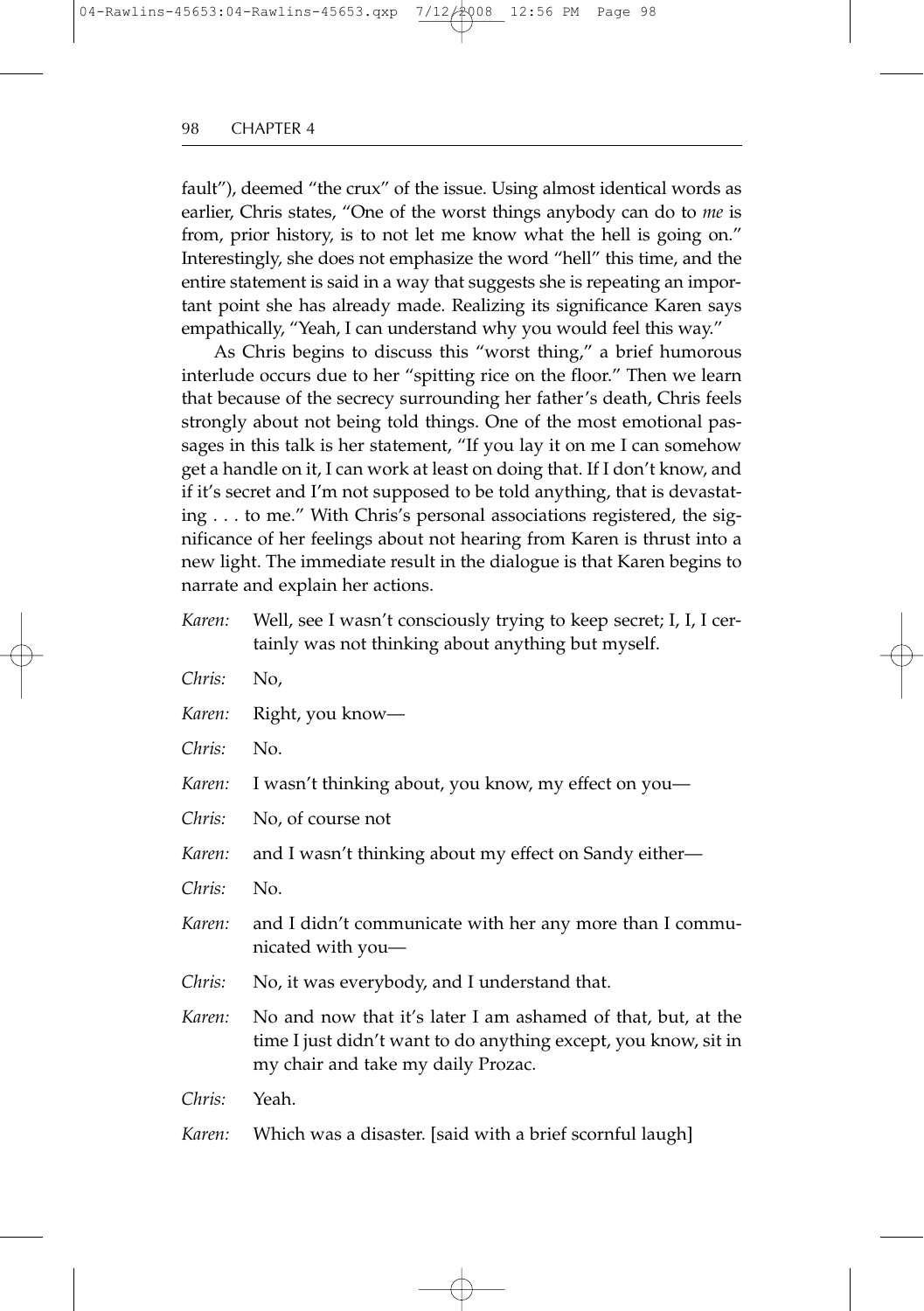fault"), deemed "the crux" of the issue. Using almost identical words as earlier, Chris states, "One of the worst things anybody can do to *me* is from, prior history, is to not let me know what the hell is going on." Interestingly, she does not emphasize the word "hell" this time, and the entire statement is said in a way that suggests she is repeating an important point she has already made. Realizing its significance Karen says empathically, "Yeah, I can understand why you would feel this way."

As Chris begins to discuss this "worst thing," a brief humorous interlude occurs due to her "spitting rice on the floor." Then we learn that because of the secrecy surrounding her father's death, Chris feels strongly about not being told things. One of the most emotional passages in this talk is her statement, "If you lay it on me I can somehow get a handle on it, I can work at least on doing that. If I don't know, and if it's secret and I'm not supposed to be told anything, that is devastating . . . to me." With Chris's personal associations registered, the significance of her feelings about not hearing from Karen is thrust into a new light. The immediate result in the dialogue is that Karen begins to narrate and explain her actions.

*Karen:* Well, see I wasn't consciously trying to keep secret; I, I, I certainly was not thinking about anything but myself.

*Chris:* No,

*Karen:* Right, you know—

*Chris:* No.

*Karen:* I wasn't thinking about, you know, my effect on you—

*Chris:* No, of course not

*Karen:* and I wasn't thinking about my effect on Sandy either—

*Chris:* No.

*Karen:* and I didn't communicate with her any more than I communicated with you—

*Chris:* No, it was everybody, and I understand that.

*Karen:* No and now that it's later I am ashamed of that, but, at the time I just didn't want to do anything except, you know, sit in my chair and take my daily Prozac.

*Chris:* Yeah.

*Karen:* Which was a disaster. [said with a brief scornful laugh]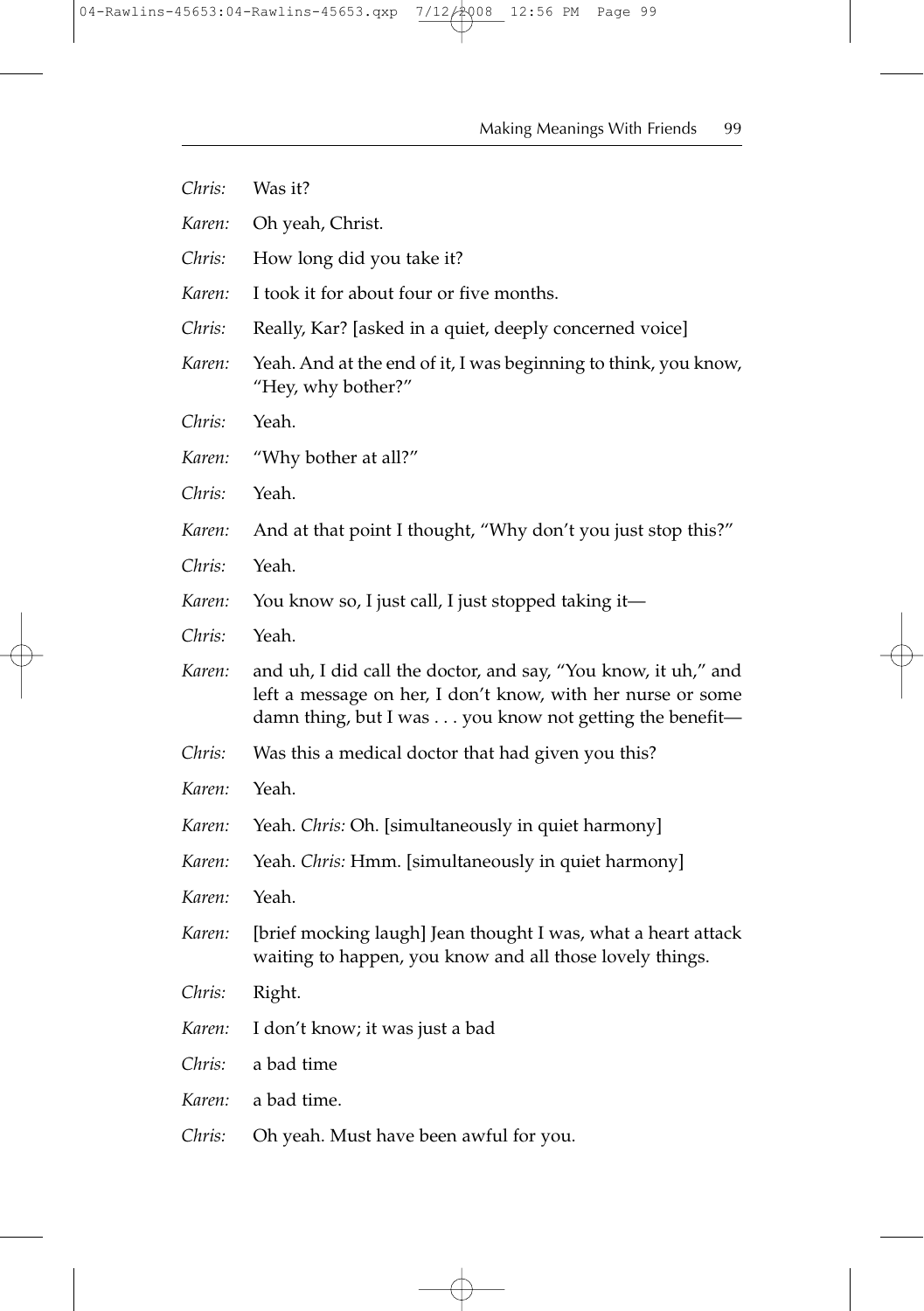*Chris:* Was it?

*Karen:* Oh yeah, Christ.

*Chris:* How long did you take it?

*Karen:* I took it for about four or five months.

*Chris:* Really, Kar? [asked in a quiet, deeply concerned voice]

*Karen:* Yeah. And at the end of it, I was beginning to think, you know, "Hey, why bother?"

*Chris:* Yeah.

*Karen:* "Why bother at all?"

*Chris:* Yeah.

*Karen:* And at that point I thought, "Why don't you just stop this?"

*Chris:* Yeah.

*Karen:* You know so, I just call, I just stopped taking it—

*Chris:* Yeah.

*Karen:* and uh, I did call the doctor, and say, "You know, it uh," and left a message on her, I don't know, with her nurse or some damn thing, but I was . . . you know not getting the benefit—

*Chris:* Was this a medical doctor that had given you this?

*Karen:* Yeah.

*Karen:* Yeah. *Chris:* Oh. [simultaneously in quiet harmony]

*Karen:* Yeah. *Chris:* Hmm. [simultaneously in quiet harmony]

*Karen:* Yeah.

*Karen:* [brief mocking laugh] Jean thought I was, what a heart attack waiting to happen, you know and all those lovely things.

*Chris:* Right.

*Karen:* I don't know; it was just a bad

*Chris:* a bad time

*Karen:* a bad time.

*Chris:* Oh yeah. Must have been awful for you.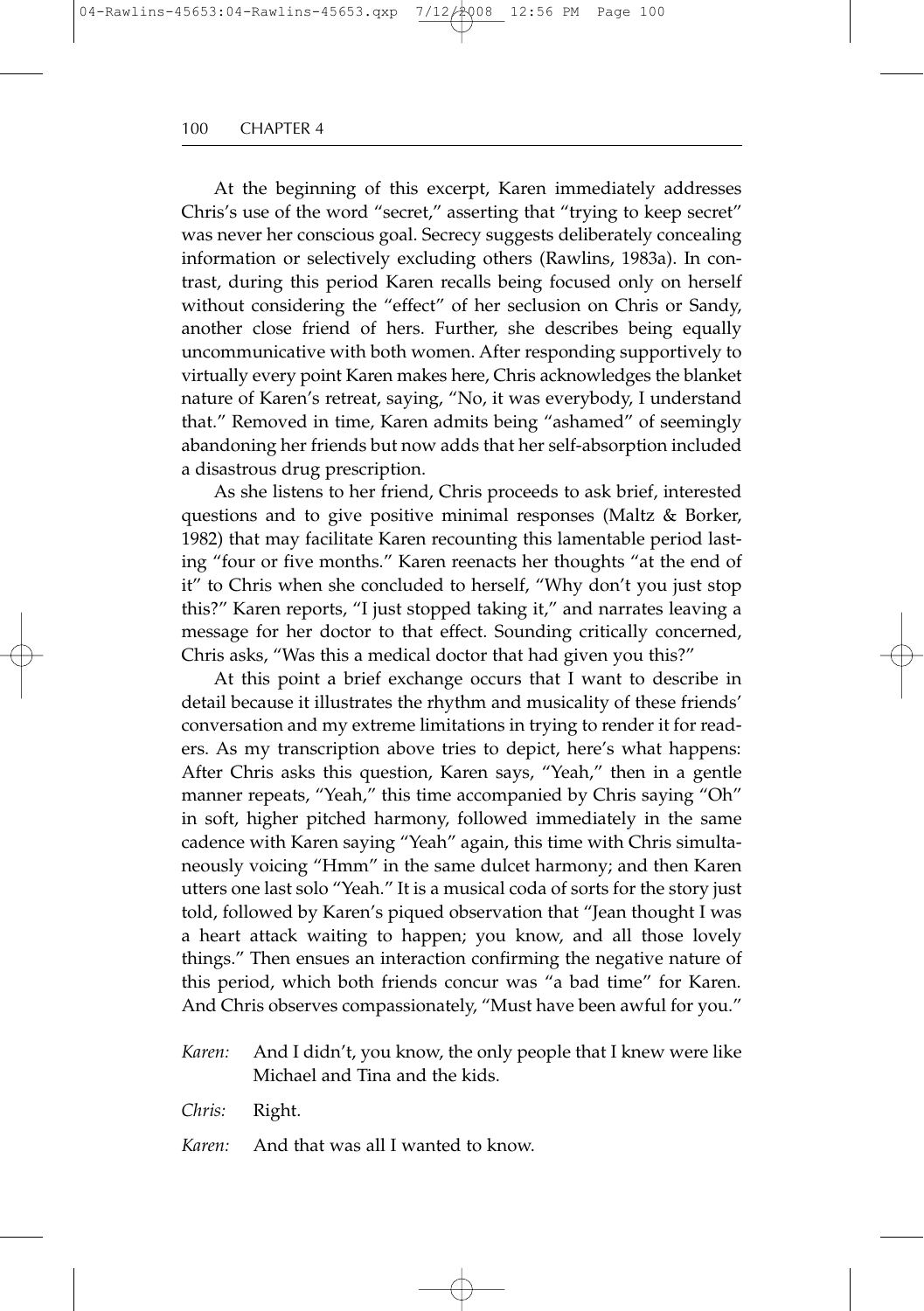At the beginning of this excerpt, Karen immediately addresses Chris's use of the word "secret," asserting that "trying to keep secret" was never her conscious goal. Secrecy suggests deliberately concealing information or selectively excluding others (Rawlins, 1983a). In contrast, during this period Karen recalls being focused only on herself without considering the "effect" of her seclusion on Chris or Sandy, another close friend of hers. Further, she describes being equally uncommunicative with both women. After responding supportively to virtually every point Karen makes here, Chris acknowledges the blanket nature of Karen's retreat, saying, "No, it was everybody, I understand that." Removed in time, Karen admits being "ashamed" of seemingly abandoning her friends but now adds that her self-absorption included a disastrous drug prescription.

As she listens to her friend, Chris proceeds to ask brief, interested questions and to give positive minimal responses (Maltz & Borker, 1982) that may facilitate Karen recounting this lamentable period lasting "four or five months." Karen reenacts her thoughts "at the end of it" to Chris when she concluded to herself, "Why don't you just stop this?" Karen reports, "I just stopped taking it," and narrates leaving a message for her doctor to that effect. Sounding critically concerned, Chris asks, "Was this a medical doctor that had given you this?"

At this point a brief exchange occurs that I want to describe in detail because it illustrates the rhythm and musicality of these friends' conversation and my extreme limitations in trying to render it for readers. As my transcription above tries to depict, here's what happens: After Chris asks this question, Karen says, "Yeah," then in a gentle manner repeats, "Yeah," this time accompanied by Chris saying "Oh" in soft, higher pitched harmony, followed immediately in the same cadence with Karen saying "Yeah" again, this time with Chris simultaneously voicing "Hmm" in the same dulcet harmony; and then Karen utters one last solo "Yeah." It is a musical coda of sorts for the story just told, followed by Karen's piqued observation that "Jean thought I was a heart attack waiting to happen; you know, and all those lovely things." Then ensues an interaction confirming the negative nature of this period, which both friends concur was "a bad time" for Karen. And Chris observes compassionately, "Must have been awful for you."

*Karen:* And I didn't, you know, the only people that I knew were like Michael and Tina and the kids.

*Chris:* Right.

*Karen:* And that was all I wanted to know.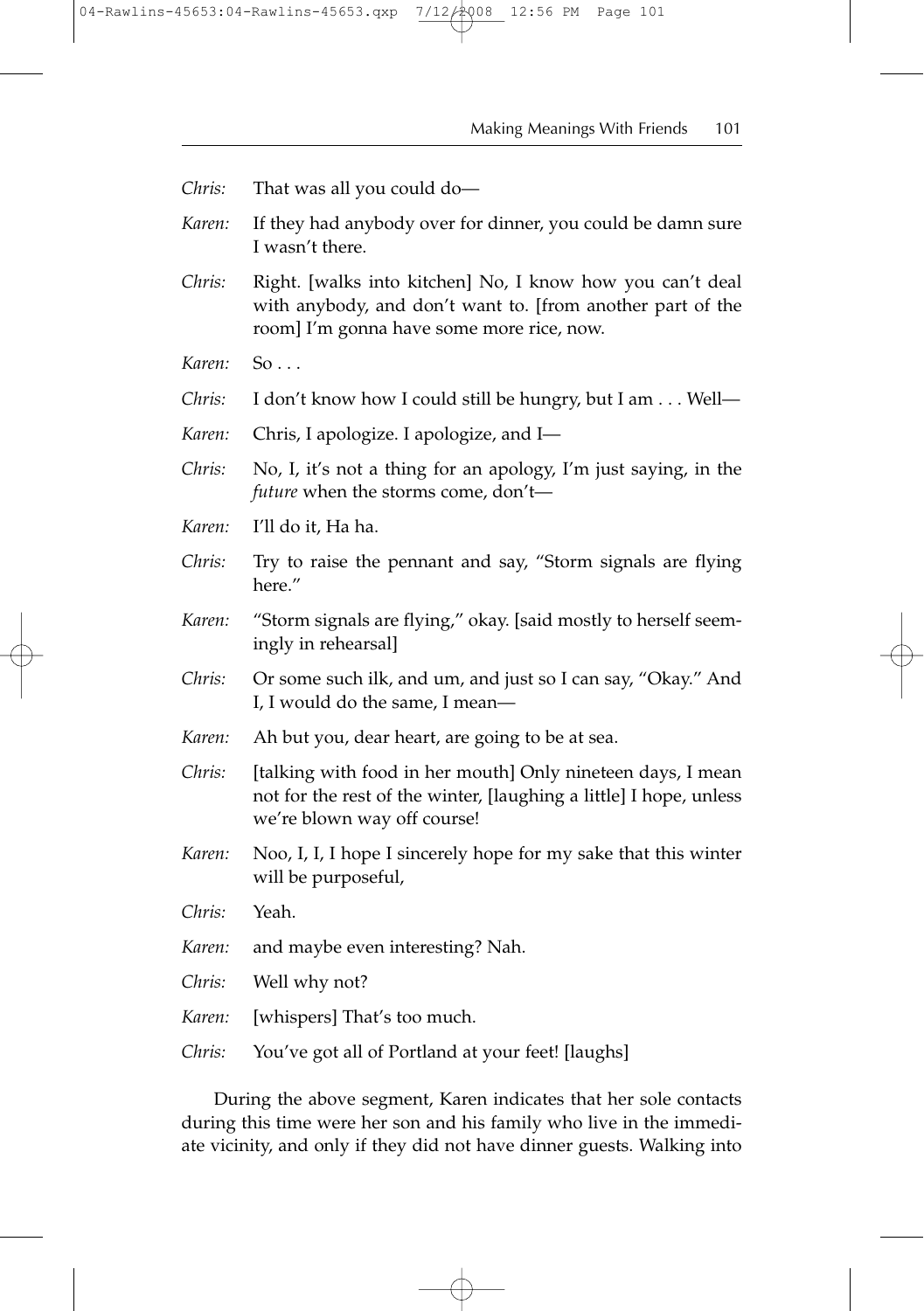*Chris:* That was all you could do—

*Karen:* If they had anybody over for dinner, you could be damn sure I wasn't there.

*Chris:* Right. [walks into kitchen] No, I know how you can't deal with anybody, and don't want to. [from another part of the room] I'm gonna have some more rice, now.

*Karen:* So . . .

*Chris:* I don't know how I could still be hungry, but I am . . . Well—

*Karen:* Chris, I apologize. I apologize, and I—

*Chris:* No, I, it's not a thing for an apology, I'm just saying, in the *future* when the storms come, don't—

*Karen:* I'll do it, Ha ha.

*Chris:* Try to raise the pennant and say, "Storm signals are flying here."

*Karen:* "Storm signals are flying," okay. [said mostly to herself seemingly in rehearsal]

*Chris:* Or some such ilk, and um, and just so I can say, "Okay." And I, I would do the same, I mean—

*Karen:* Ah but you, dear heart, are going to be at sea.

*Chris:* [talking with food in her mouth] Only nineteen days, I mean not for the rest of the winter, [laughing a little] I hope, unless we're blown way off course!

*Karen:* Noo, I, I, I hope I sincerely hope for my sake that this winter will be purposeful,

*Chris:* Yeah.

*Karen:* and maybe even interesting? Nah.

*Chris:* Well why not?

*Karen:* [whispers] That's too much.

*Chris:* You've got all of Portland at your feet! [laughs]

During the above segment, Karen indicates that her sole contacts during this time were her son and his family who live in the immediate vicinity, and only if they did not have dinner guests. Walking into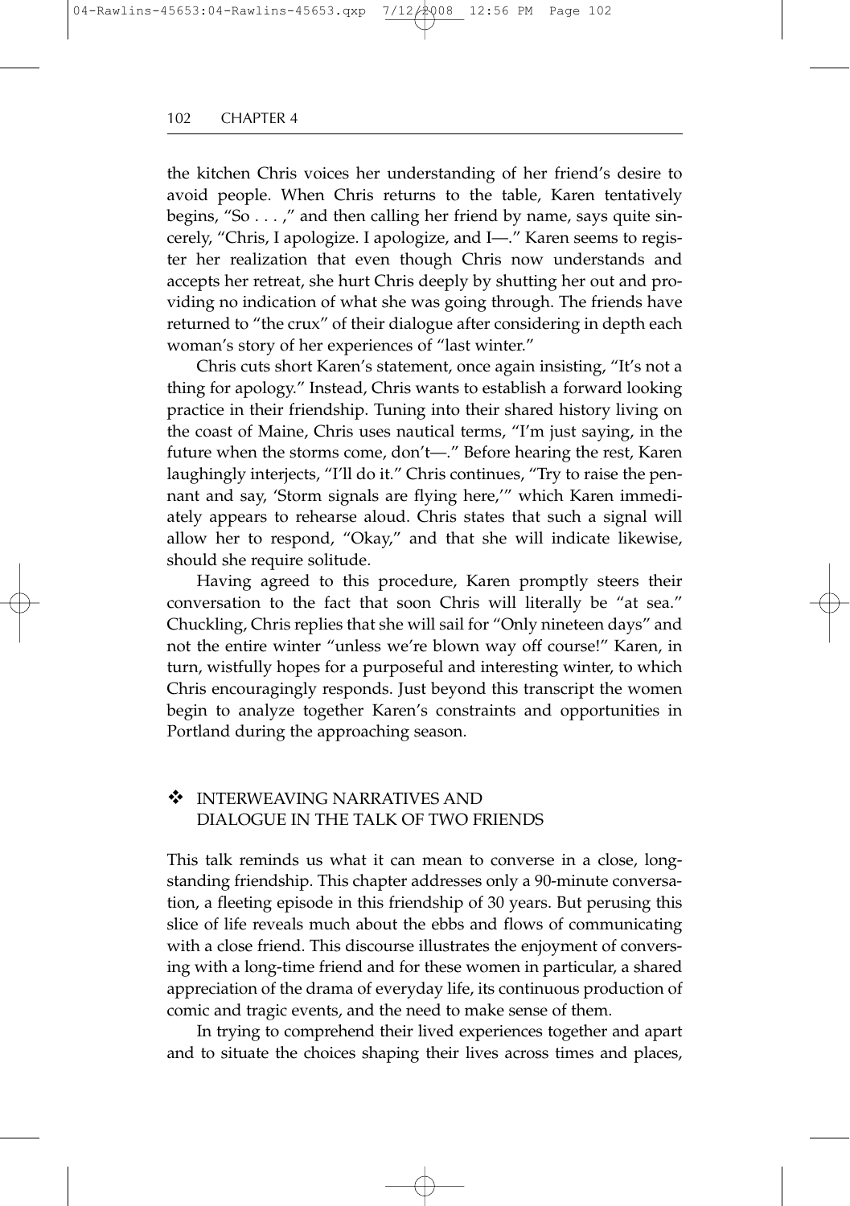the kitchen Chris voices her understanding of her friend's desire to avoid people. When Chris returns to the table, Karen tentatively begins, "So . . . ," and then calling her friend by name, says quite sincerely, "Chris, I apologize. I apologize, and I—." Karen seems to register her realization that even though Chris now understands and accepts her retreat, she hurt Chris deeply by shutting her out and providing no indication of what she was going through. The friends have returned to "the crux" of their dialogue after considering in depth each woman's story of her experiences of "last winter."

Chris cuts short Karen's statement, once again insisting, "It's not a thing for apology." Instead, Chris wants to establish a forward looking practice in their friendship. Tuning into their shared history living on the coast of Maine, Chris uses nautical terms, "I'm just saying, in the future when the storms come, don't—." Before hearing the rest, Karen laughingly interjects, "I'll do it." Chris continues, "Try to raise the pennant and say, 'Storm signals are flying here,'" which Karen immediately appears to rehearse aloud. Chris states that such a signal will allow her to respond, "Okay," and that she will indicate likewise, should she require solitude.

Having agreed to this procedure, Karen promptly steers their conversation to the fact that soon Chris will literally be "at sea." Chuckling, Chris replies that she will sail for "Only nineteen days" and not the entire winter "unless we're blown way off course!" Karen, in turn, wistfully hopes for a purposeful and interesting winter, to which Chris encouragingly responds. Just beyond this transcript the women begin to analyze together Karen's constraints and opportunities in Portland during the approaching season.

## ❖ INTERWEAVING NARRATIVES AND DIALOGUE IN THE TALK OF TWO FRIENDS

This talk reminds us what it can mean to converse in a close, longstanding friendship. This chapter addresses only a 90-minute conversation, a fleeting episode in this friendship of 30 years. But perusing this slice of life reveals much about the ebbs and flows of communicating with a close friend. This discourse illustrates the enjoyment of conversing with a long-time friend and for these women in particular, a shared appreciation of the drama of everyday life, its continuous production of comic and tragic events, and the need to make sense of them.

In trying to comprehend their lived experiences together and apart and to situate the choices shaping their lives across times and places,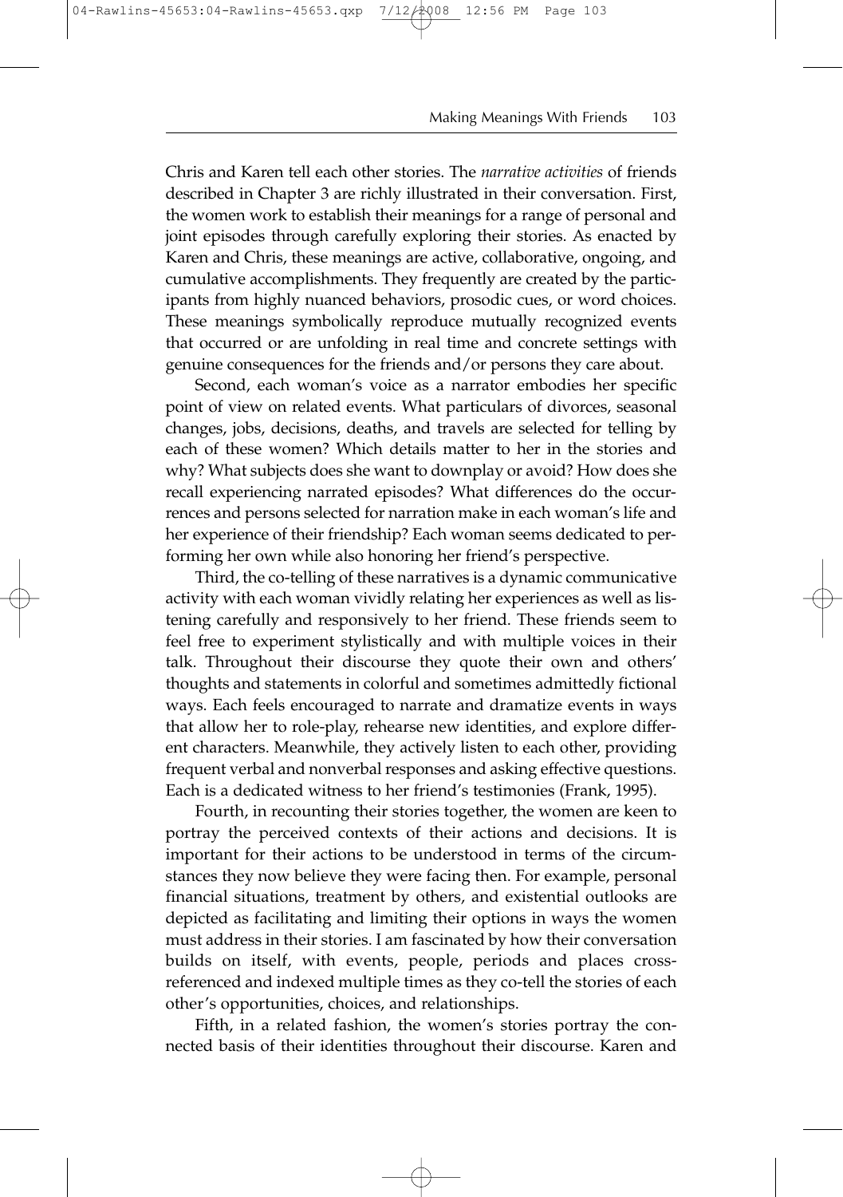Chris and Karen tell each other stories. The *narrative activities* of friends described in Chapter 3 are richly illustrated in their conversation. First, the women work to establish their meanings for a range of personal and joint episodes through carefully exploring their stories. As enacted by Karen and Chris, these meanings are active, collaborative, ongoing, and cumulative accomplishments. They frequently are created by the participants from highly nuanced behaviors, prosodic cues, or word choices. These meanings symbolically reproduce mutually recognized events that occurred or are unfolding in real time and concrete settings with genuine consequences for the friends and/or persons they care about.

Second, each woman's voice as a narrator embodies her specific point of view on related events. What particulars of divorces, seasonal changes, jobs, decisions, deaths, and travels are selected for telling by each of these women? Which details matter to her in the stories and why? What subjects does she want to downplay or avoid? How does she recall experiencing narrated episodes? What differences do the occurrences and persons selected for narration make in each woman's life and her experience of their friendship? Each woman seems dedicated to performing her own while also honoring her friend's perspective.

Third, the co-telling of these narratives is a dynamic communicative activity with each woman vividly relating her experiences as well as listening carefully and responsively to her friend. These friends seem to feel free to experiment stylistically and with multiple voices in their talk. Throughout their discourse they quote their own and others' thoughts and statements in colorful and sometimes admittedly fictional ways. Each feels encouraged to narrate and dramatize events in ways that allow her to role-play, rehearse new identities, and explore different characters. Meanwhile, they actively listen to each other, providing frequent verbal and nonverbal responses and asking effective questions. Each is a dedicated witness to her friend's testimonies (Frank, 1995).

Fourth, in recounting their stories together, the women are keen to portray the perceived contexts of their actions and decisions. It is important for their actions to be understood in terms of the circumstances they now believe they were facing then. For example, personal financial situations, treatment by others, and existential outlooks are depicted as facilitating and limiting their options in ways the women must address in their stories. I am fascinated by how their conversation builds on itself, with events, people, periods and places cross-referenced and indexed multiple times as they co-tell the stories of each other's opportunities, choices, and relationships.

Fifth, in a related fashion, the women's stories portray the connected basis of their identities throughout their discourse. Karen and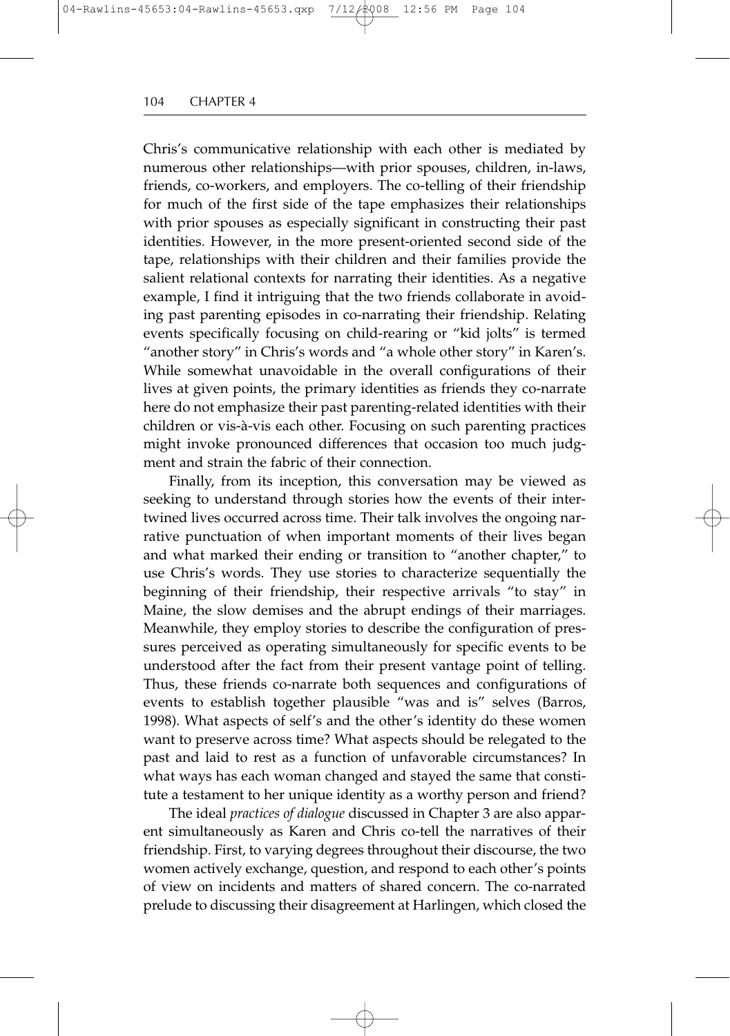Chris's communicative relationship with each other is mediated by numerous other relationships—with prior spouses, children, in-laws, friends, co-workers, and employers. The co-telling of their friendship for much of the first side of the tape emphasizes their relationships with prior spouses as especially significant in constructing their past identities. However, in the more present-oriented second side of the tape, relationships with their children and their families provide the salient relational contexts for narrating their identities. As a negative example, I find it intriguing that the two friends collaborate in avoiding past parenting episodes in co-narrating their friendship. Relating events specifically focusing on child-rearing or "kid jolts" is termed "another story" in Chris's words and "a whole other story" in Karen's. While somewhat unavoidable in the overall configurations of their lives at given points, the primary identities as friends they co-narrate here do not emphasize their past parenting-related identities with their children or vis-à-vis each other. Focusing on such parenting practices might invoke pronounced differences that occasion too much judgment and strain the fabric of their connection.

Finally, from its inception, this conversation may be viewed as seeking to understand through stories how the events of their intertwined lives occurred across time. Their talk involves the ongoing narrative punctuation of when important moments of their lives began and what marked their ending or transition to "another chapter," to use Chris's words. They use stories to characterize sequentially the beginning of their friendship, their respective arrivals "to stay" in Maine, the slow demises and the abrupt endings of their marriages. Meanwhile, they employ stories to describe the configuration of pressures perceived as operating simultaneously for specific events to be understood after the fact from their present vantage point of telling. Thus, these friends co-narrate both sequences and configurations of events to establish together plausible "was and is" selves (Barros, 1998). What aspects of self's and the other's identity do these women want to preserve across time? What aspects should be relegated to the past and laid to rest as a function of unfavorable circumstances? In what ways has each woman changed and stayed the same that constitute a testament to her unique identity as a worthy person and friend?

The ideal *practices of dialogue* discussed in Chapter 3 are also apparent simultaneously as Karen and Chris co-tell the narratives of their friendship. First, to varying degrees throughout their discourse, the two women actively exchange, question, and respond to each other's points of view on incidents and matters of shared concern. The co-narrated prelude to discussing their disagreement at Harlingen, which closed the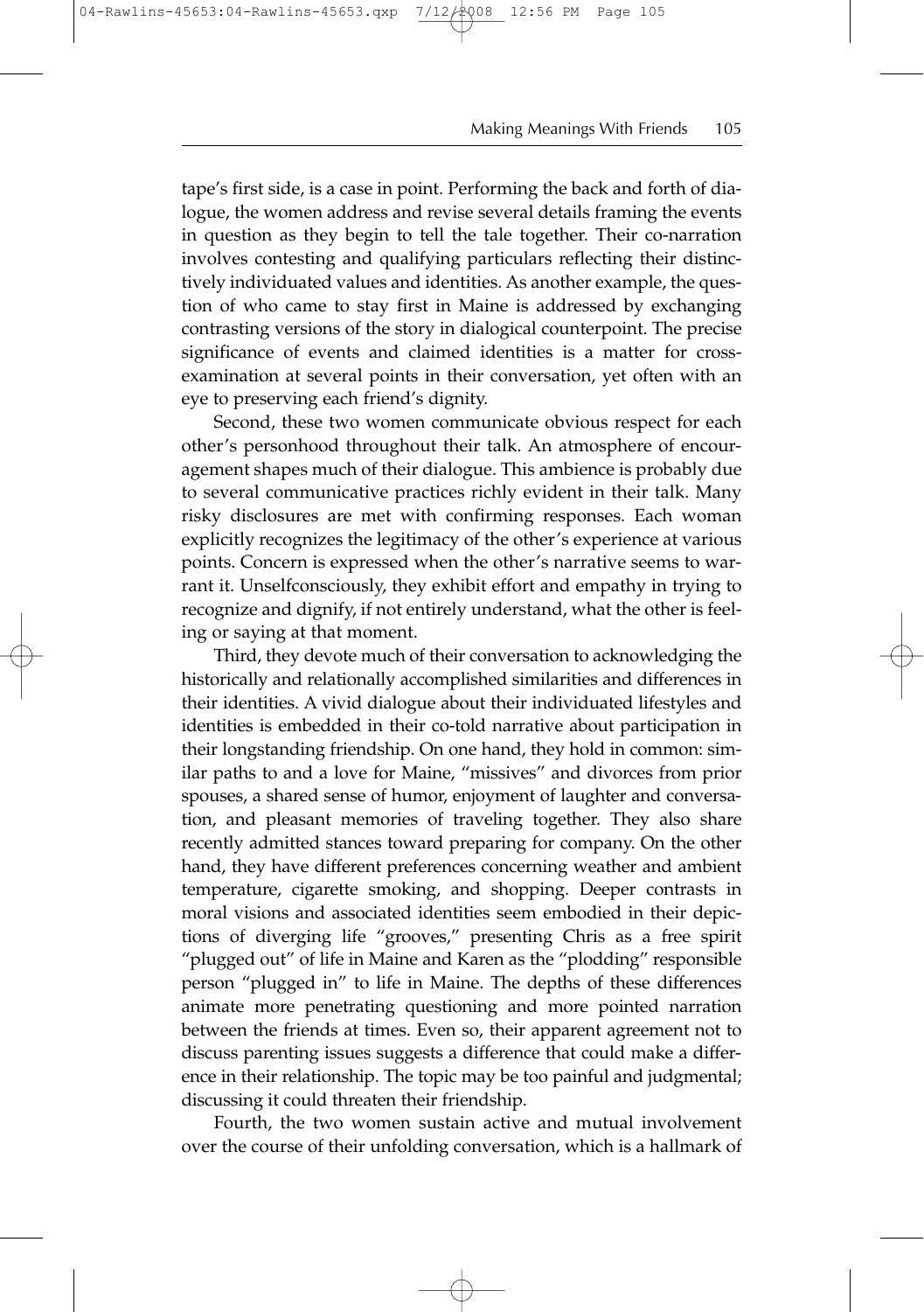tape's first side, is a case in point. Performing the back and forth of dialogue, the women address and revise several details framing the events in question as they begin to tell the tale together. Their co-narration involves contesting and qualifying particulars reflecting their distinctively individuated values and identities. As another example, the question of who came to stay first in Maine is addressed by exchanging contrasting versions of the story in dialogical counterpoint. The precise significance of events and claimed identities is a matter for cross-examination at several points in their conversation, yet often with an eye to preserving each friend's dignity.

Second, these two women communicate obvious respect for each other's personhood throughout their talk. An atmosphere of encouragement shapes much of their dialogue. This ambience is probably due to several communicative practices richly evident in their talk. Many risky disclosures are met with confirming responses. Each woman explicitly recognizes the legitimacy of the other's experience at various points. Concern is expressed when the other's narrative seems to warrant it. Unselfconsciously, they exhibit effort and empathy in trying to recognize and dignify, if not entirely understand, what the other is feeling or saying at that moment.

Third, they devote much of their conversation to acknowledging the historically and relationally accomplished similarities and differences in their identities. A vivid dialogue about their individuated lifestyles and identities is embedded in their co-told narrative about participation in their longstanding friendship. On one hand, they hold in common: similar paths to and a love for Maine, "missives" and divorces from prior spouses, a shared sense of humor, enjoyment of laughter and conversation, and pleasant memories of traveling together. They also share recently admitted stances toward preparing for company. On the other hand, they have different preferences concerning weather and ambient temperature, cigarette smoking, and shopping. Deeper contrasts in moral visions and associated identities seem embodied in their depictions of diverging life "grooves," presenting Chris as a free spirit "plugged out" of life in Maine and Karen as the "plodding" responsible person "plugged in" to life in Maine. The depths of these differences animate more penetrating questioning and more pointed narration between the friends at times. Even so, their apparent agreement not to discuss parenting issues suggests a difference that could make a difference in their relationship. The topic may be too painful and judgmental; discussing it could threaten their friendship.

Fourth, the two women sustain active and mutual involvement over the course of their unfolding conversation, which is a hallmark of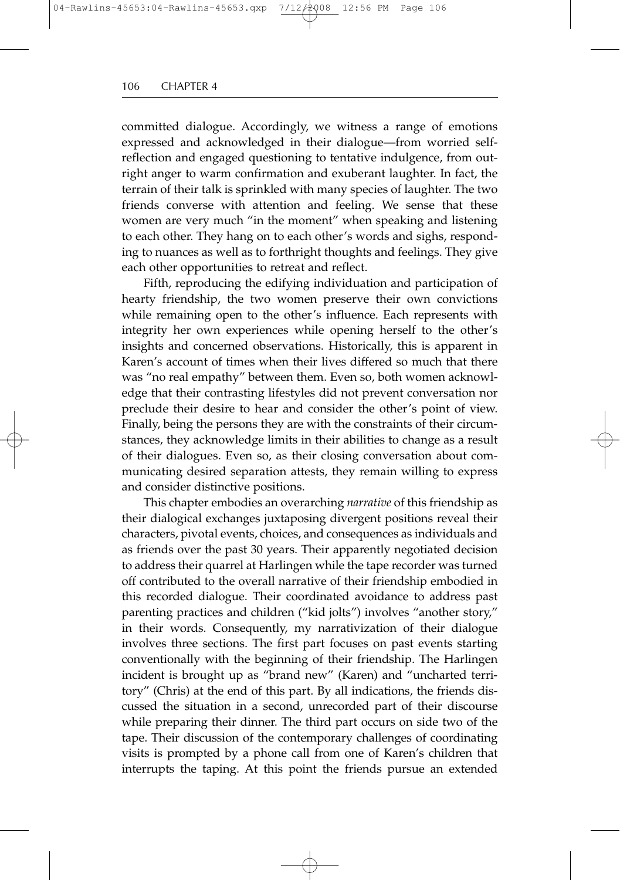committed dialogue. Accordingly, we witness a range of emotions expressed and acknowledged in their dialogue—from worried self-reflection and engaged questioning to tentative indulgence, from outright anger to warm confirmation and exuberant laughter. In fact, the terrain of their talk is sprinkled with many species of laughter. The two friends converse with attention and feeling. We sense that these women are very much "in the moment" when speaking and listening to each other. They hang on to each other's words and sighs, responding to nuances as well as to forthright thoughts and feelings. They give each other opportunities to retreat and reflect.

Fifth, reproducing the edifying individuation and participation of hearty friendship, the two women preserve their own convictions while remaining open to the other's influence. Each represents with integrity her own experiences while opening herself to the other's insights and concerned observations. Historically, this is apparent in Karen's account of times when their lives differed so much that there was "no real empathy" between them. Even so, both women acknowledge that their contrasting lifestyles did not prevent conversation nor preclude their desire to hear and consider the other's point of view. Finally, being the persons they are with the constraints of their circumstances, they acknowledge limits in their abilities to change as a result of their dialogues. Even so, as their closing conversation about communicating desired separation attests, they remain willing to express and consider distinctive positions.

This chapter embodies an overarching *narrative* of this friendship as their dialogical exchanges juxtaposing divergent positions reveal their characters, pivotal events, choices, and consequences as individuals and as friends over the past 30 years. Their apparently negotiated decision to address their quarrel at Harlingen while the tape recorder was turned off contributed to the overall narrative of their friendship embodied in this recorded dialogue. Their coordinated avoidance to address past parenting practices and children ("kid jolts") involves "another story," in their words. Consequently, my narrativization of their dialogue involves three sections. The first part focuses on past events starting conventionally with the beginning of their friendship. The Harlingen incident is brought up as "brand new" (Karen) and "uncharted territory" (Chris) at the end of this part. By all indications, the friends discussed the situation in a second, unrecorded part of their discourse while preparing their dinner. The third part occurs on side two of the tape. Their discussion of the contemporary challenges of coordinating visits is prompted by a phone call from one of Karen's children that interrupts the taping. At this point the friends pursue an extended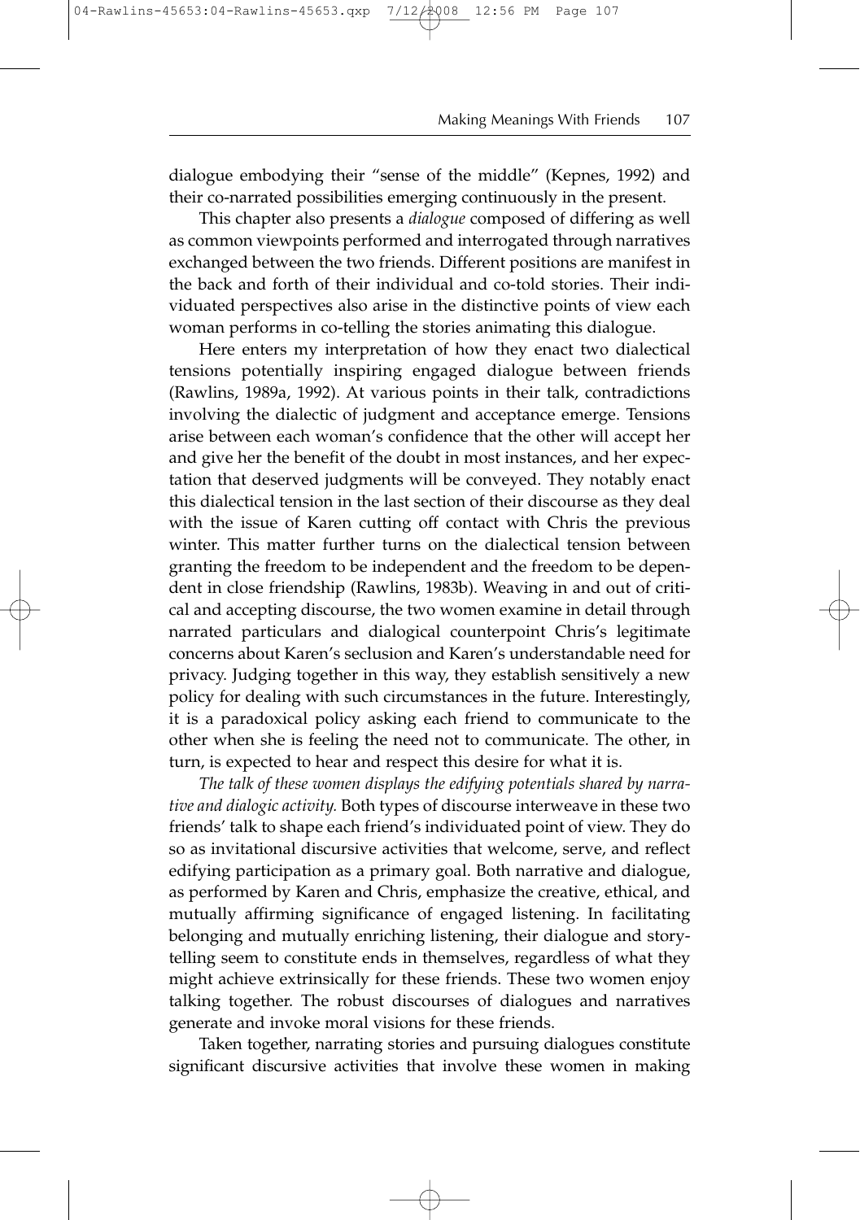dialogue embodying their "sense of the middle" (Kepnes, 1992) and their co-narrated possibilities emerging continuously in the present.

This chapter also presents a *dialogue* composed of differing as well as common viewpoints performed and interrogated through narratives exchanged between the two friends. Different positions are manifest in the back and forth of their individual and co-told stories. Their individuated perspectives also arise in the distinctive points of view each woman performs in co-telling the stories animating this dialogue.

Here enters my interpretation of how they enact two dialectical tensions potentially inspiring engaged dialogue between friends (Rawlins, 1989a, 1992). At various points in their talk, contradictions involving the dialectic of judgment and acceptance emerge. Tensions arise between each woman's confidence that the other will accept her and give her the benefit of the doubt in most instances, and her expectation that deserved judgments will be conveyed. They notably enact this dialectical tension in the last section of their discourse as they deal with the issue of Karen cutting off contact with Chris the previous winter. This matter further turns on the dialectical tension between granting the freedom to be independent and the freedom to be dependent in close friendship (Rawlins, 1983b). Weaving in and out of critical and accepting discourse, the two women examine in detail through narrated particulars and dialogical counterpoint Chris's legitimate concerns about Karen's seclusion and Karen's understandable need for privacy. Judging together in this way, they establish sensitively a new policy for dealing with such circumstances in the future. Interestingly, it is a paradoxical policy asking each friend to communicate to the other when she is feeling the need not to communicate. The other, in turn, is expected to hear and respect this desire for what it is.

*The talk of these women displays the edifying potentials shared by narrative and dialogic activity.* Both types of discourse interweave in these two friends' talk to shape each friend's individuated point of view. They do so as invitational discursive activities that welcome, serve, and reflect edifying participation as a primary goal. Both narrative and dialogue, as performed by Karen and Chris, emphasize the creative, ethical, and mutually affirming significance of engaged listening. In facilitating belonging and mutually enriching listening, their dialogue and storytelling seem to constitute ends in themselves, regardless of what they might achieve extrinsically for these friends. These two women enjoy talking together. The robust discourses of dialogues and narratives generate and invoke moral visions for these friends.

Taken together, narrating stories and pursuing dialogues constitute significant discursive activities that involve these women in making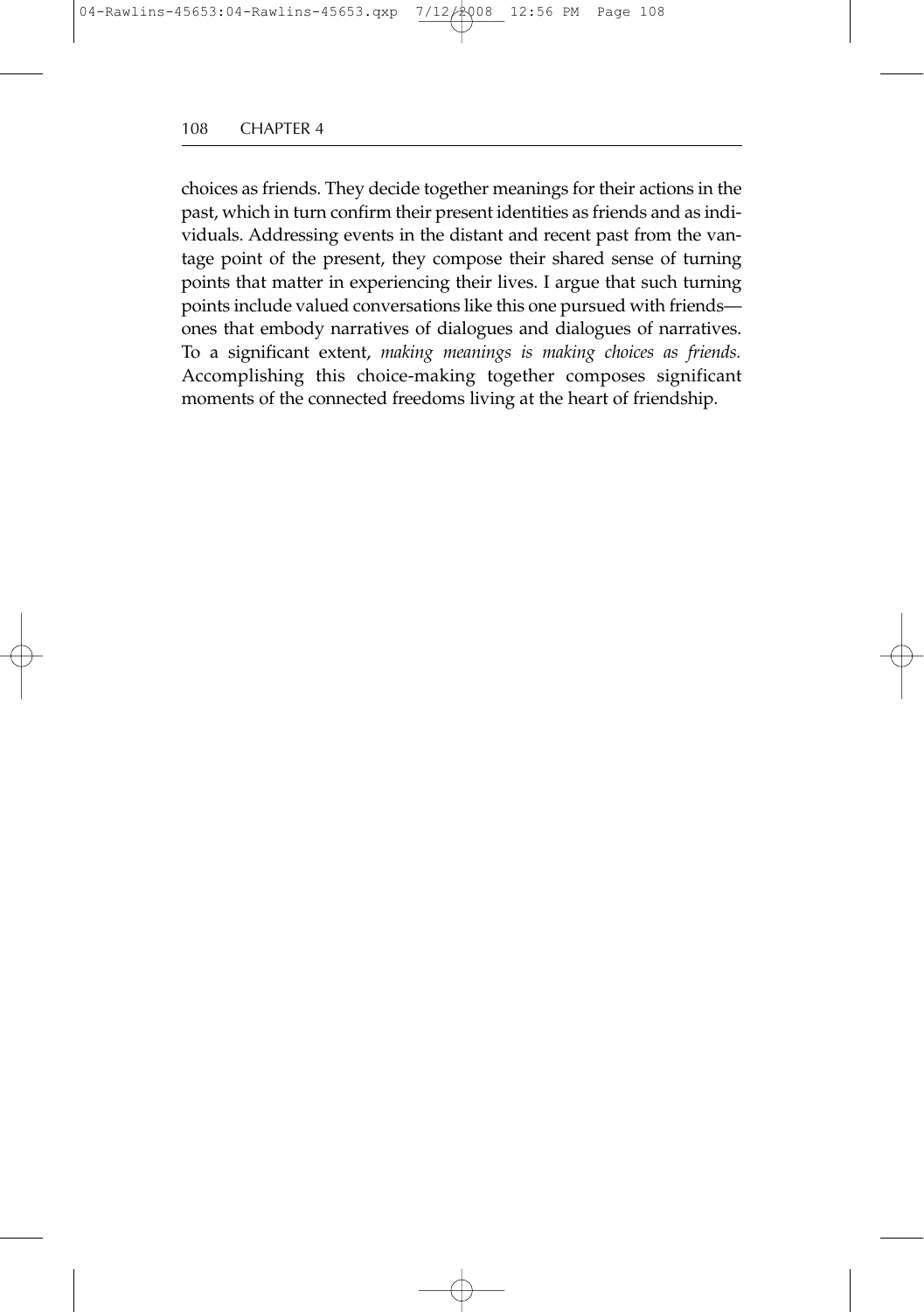choices as friends. They decide together meanings for their actions in the past, which in turn confirm their present identities as friends and as individuals. Addressing events in the distant and recent past from the vantage point of the present, they compose their shared sense of turning points that matter in experiencing their lives. I argue that such turning points include valued conversations like this one pursued with friends—ones that embody narratives of dialogues and dialogues of narratives. To a significant extent, *making meanings is making choices as friends.* Accomplishing this choice-making together composes significant moments of the connected freedoms living at the heart of friendship.